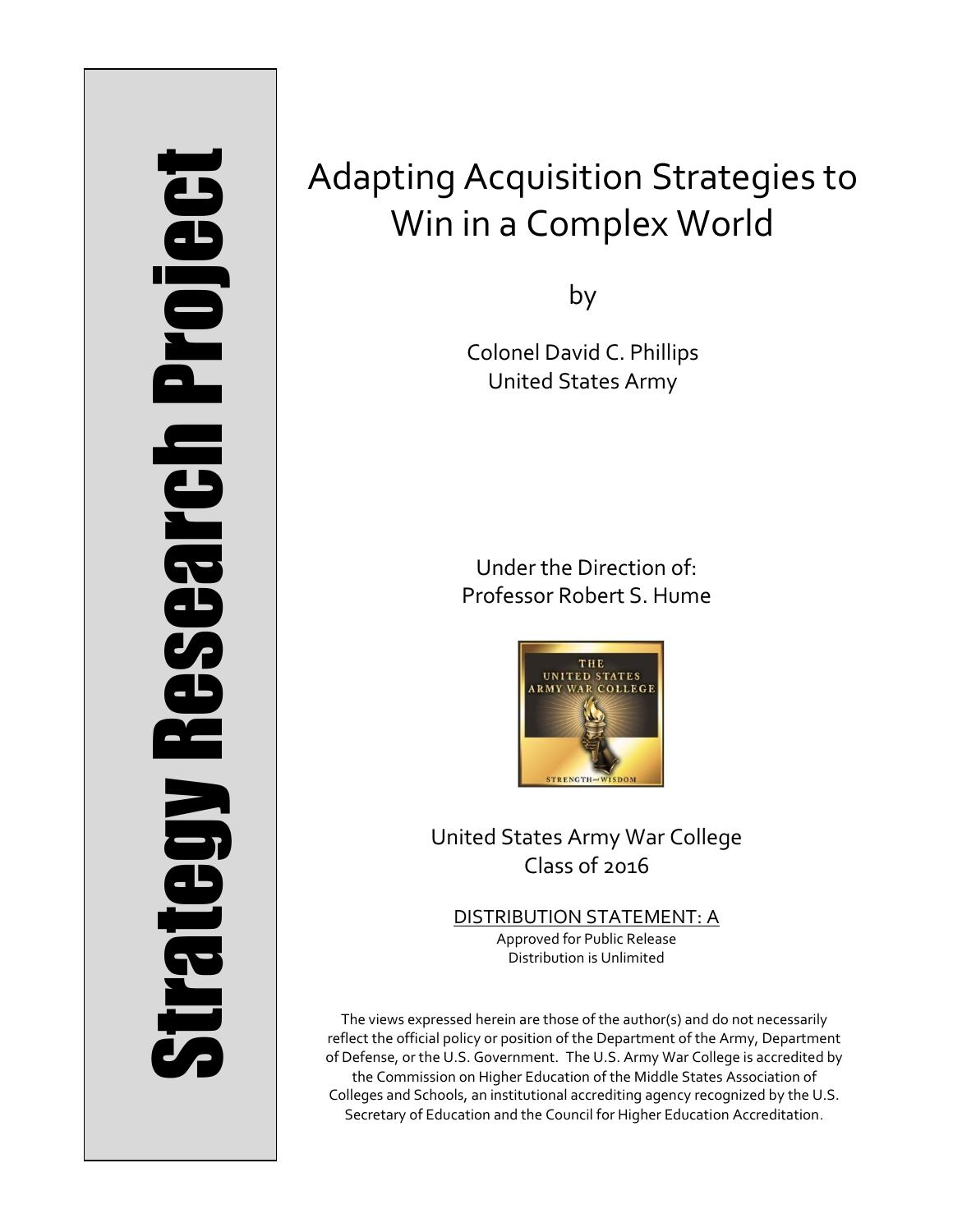Strategy Research Project

# Adapting Acquisition Strategies to Win in a Complex World

by

Colonel David C. Phillips
United States Army

Under the Direction of:
Professor Robert S. Hume

United States Army War College
Class of 2016

DISTRIBUTION STATEMENT: A
Approved for Public Release
Distribution is Unlimited

The views expressed herein are those of the author(s) and do not necessarily reflect the official policy or position of the Department of the Army, Department of Defense, or the U.S. Government. The U.S. Army War College is accredited by the Commission on Higher Education of the Middle States Association of Colleges and Schools, an institutional accrediting agency recognized by the U.S. Secretary of Education and the Council for Higher Education Accreditation.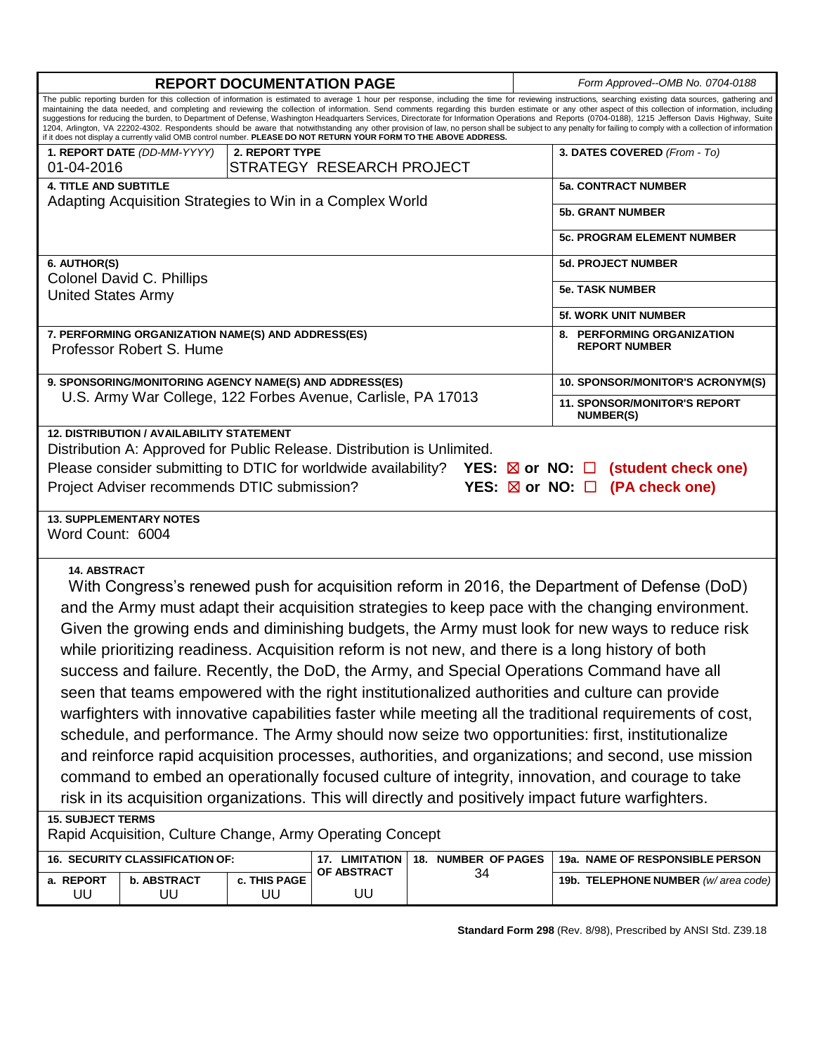# REPORT DOCUMENTATION PAGE

*Form Approved--OMB No. 0704-0188*

The public reporting burden for this collection of information is estimated to average 1 hour per response, including the time for reviewing instructions, searching existing data sources, gathering and maintaining the data needed, and completing and reviewing the collection of information. Send comments regarding this burden estimate or any other aspect of this collection of information, including suggestions for reducing the burden, to Department of Defense, Washington Headquarters Services, Directorate for Information Operations and Reports (0704-0188), 1215 Jefferson Davis Highway, Suite 1204, Arlington, VA 22202-4302. Respondents should be aware that notwithstanding any other provision of law, no person shall be subject to any penalty for failing to comply with a collection of information if it does not display a currently valid OMB control number. **PLEASE DO NOT RETURN YOUR FORM TO THE ABOVE ADDRESS.**

| | | |
|---|---|---|
| **1. REPORT DATE** *(DD-MM-YYYY)* 01-04-2016 | **2. REPORT TYPE** STRATEGY RESEARCH PROJECT | **3. DATES COVERED** *(From - To)* |
| **4. TITLE AND SUBTITLE** Adapting Acquisition Strategies to Win in a Complex World | | **5a. CONTRACT NUMBER** |
| | | **5b. GRANT NUMBER** |
| | | **5c. PROGRAM ELEMENT NUMBER** |
| **6. AUTHOR(S)** Colonel David C. Phillips United States Army | | **5d. PROJECT NUMBER** |
| | | **5e. TASK NUMBER** |
| | | **5f. WORK UNIT NUMBER** |
| **7. PERFORMING ORGANIZATION NAME(S) AND ADDRESS(ES)** Professor Robert S. Hume | | **8. PERFORMING ORGANIZATION REPORT NUMBER** |
| **9. SPONSORING/MONITORING AGENCY NAME(S) AND ADDRESS(ES)** U.S. Army War College, 122 Forbes Avenue, Carlisle, PA 17013 | | **10. SPONSOR/MONITOR'S ACRONYM(S)** |
| | | **11. SPONSOR/MONITOR'S REPORT NUMBER(S)** |

**12. DISTRIBUTION / AVAILABILITY STATEMENT**

Distribution A: Approved for Public Release. Distribution is Unlimited.

Please consider submitting to DTIC for worldwide availability? **YES: ☒ or NO: ☐ (student check one)**

Project Adviser recommends DTIC submission? **YES: ☒ or NO: ☐ (PA check one)**

**13. SUPPLEMENTARY NOTES**

Word Count: 6004

**14. ABSTRACT**

With Congress's renewed push for acquisition reform in 2016, the Department of Defense (DoD) and the Army must adapt their acquisition strategies to keep pace with the changing environment. Given the growing ends and diminishing budgets, the Army must look for new ways to reduce risk while prioritizing readiness. Acquisition reform is not new, and there is a long history of both success and failure. Recently, the DoD, the Army, and Special Operations Command have all seen that teams empowered with the right institutionalized authorities and culture can provide warfighters with innovative capabilities faster while meeting all the traditional requirements of cost, schedule, and performance. The Army should now seize two opportunities: first, institutionalize and reinforce rapid acquisition processes, authorities, and organizations; and second, use mission command to embed an operationally focused culture of integrity, innovation, and courage to take risk in its acquisition organizations. This will directly and positively impact future warfighters.

**15. SUBJECT TERMS**

Rapid Acquisition, Culture Change, Army Operating Concept

| **16. SECURITY CLASSIFICATION OF:** | | | **17. LIMITATION OF ABSTRACT** | **18. NUMBER OF PAGES** | **19a. NAME OF RESPONSIBLE PERSON** |
|---|---|---|---|---|---|
| **a. REPORT** | **b. ABSTRACT** | **c. THIS PAGE** | | | **19b. TELEPHONE NUMBER** *(w/ area code)* |
| UU | UU | UU | UU | 34 | |

**Standard Form 298** (Rev. 8/98), Prescribed by ANSI Std. Z39.18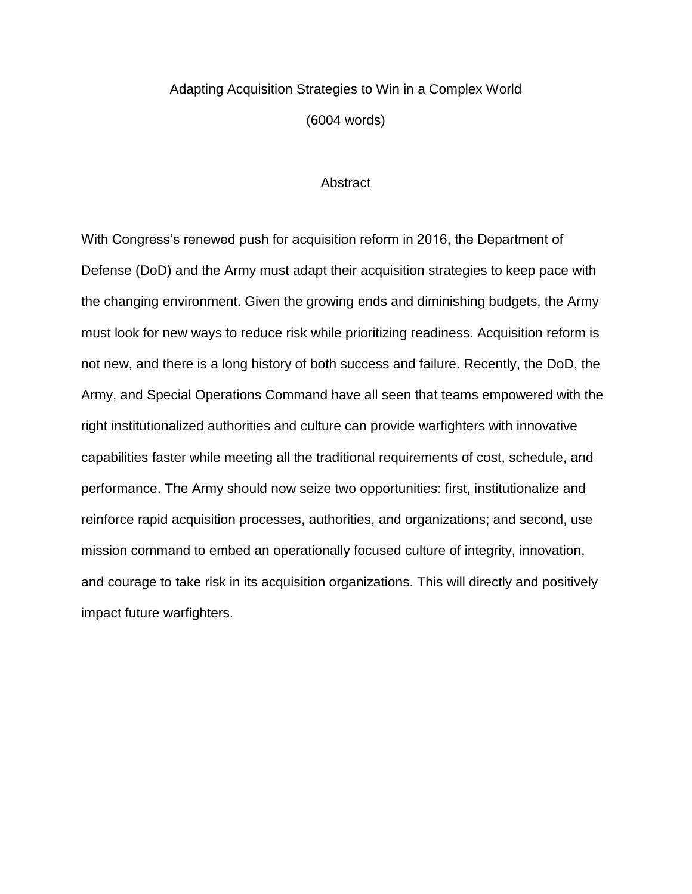# Adapting Acquisition Strategies to Win in a Complex World

(6004 words)

## Abstract

With Congress's renewed push for acquisition reform in 2016, the Department of Defense (DoD) and the Army must adapt their acquisition strategies to keep pace with the changing environment. Given the growing ends and diminishing budgets, the Army must look for new ways to reduce risk while prioritizing readiness. Acquisition reform is not new, and there is a long history of both success and failure. Recently, the DoD, the Army, and Special Operations Command have all seen that teams empowered with the right institutionalized authorities and culture can provide warfighters with innovative capabilities faster while meeting all the traditional requirements of cost, schedule, and performance. The Army should now seize two opportunities: first, institutionalize and reinforce rapid acquisition processes, authorities, and organizations; and second, use mission command to embed an operationally focused culture of integrity, innovation, and courage to take risk in its acquisition organizations. This will directly and positively impact future warfighters.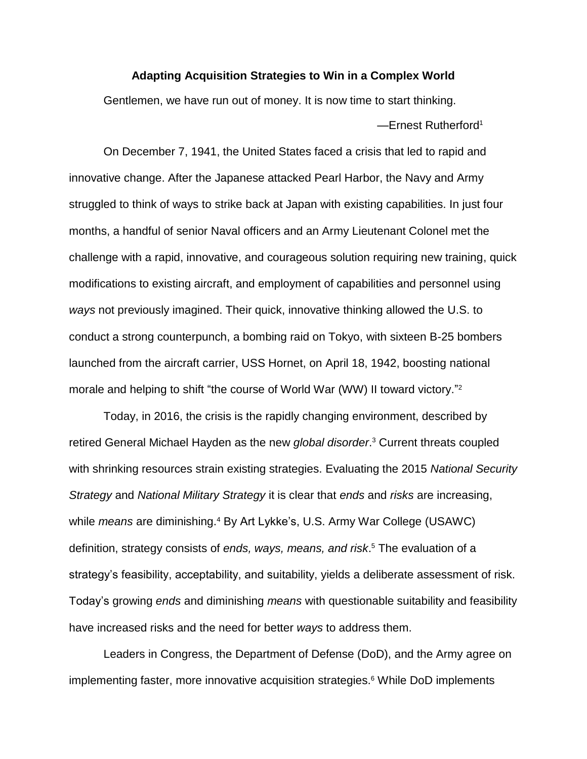## Adapting Acquisition Strategies to Win in a Complex World

Gentlemen, we have run out of money. It is now time to start thinking.

—Ernest Rutherford[1]

On December 7, 1941, the United States faced a crisis that led to rapid and innovative change. After the Japanese attacked Pearl Harbor, the Navy and Army struggled to think of ways to strike back at Japan with existing capabilities. In just four months, a handful of senior Naval officers and an Army Lieutenant Colonel met the challenge with a rapid, innovative, and courageous solution requiring new training, quick modifications to existing aircraft, and employment of capabilities and personnel using *ways* not previously imagined. Their quick, innovative thinking allowed the U.S. to conduct a strong counterpunch, a bombing raid on Tokyo, with sixteen B-25 bombers launched from the aircraft carrier, USS Hornet, on April 18, 1942, boosting national morale and helping to shift "the course of World War (WW) II toward victory."[2]

Today, in 2016, the crisis is the rapidly changing environment, described by retired General Michael Hayden as the new *global disorder*.[3] Current threats coupled with shrinking resources strain existing strategies. Evaluating the 2015 *National Security Strategy* and *National Military Strategy* it is clear that *ends* and *risks* are increasing, while *means* are diminishing.[4] By Art Lykke's, U.S. Army War College (USAWC) definition, strategy consists of *ends, ways, means, and risk*.[5] The evaluation of a strategy's feasibility, acceptability, and suitability, yields a deliberate assessment of risk. Today's growing *ends* and diminishing *means* with questionable suitability and feasibility have increased risks and the need for better *ways* to address them.

Leaders in Congress, the Department of Defense (DoD), and the Army agree on implementing faster, more innovative acquisition strategies.[6] While DoD implements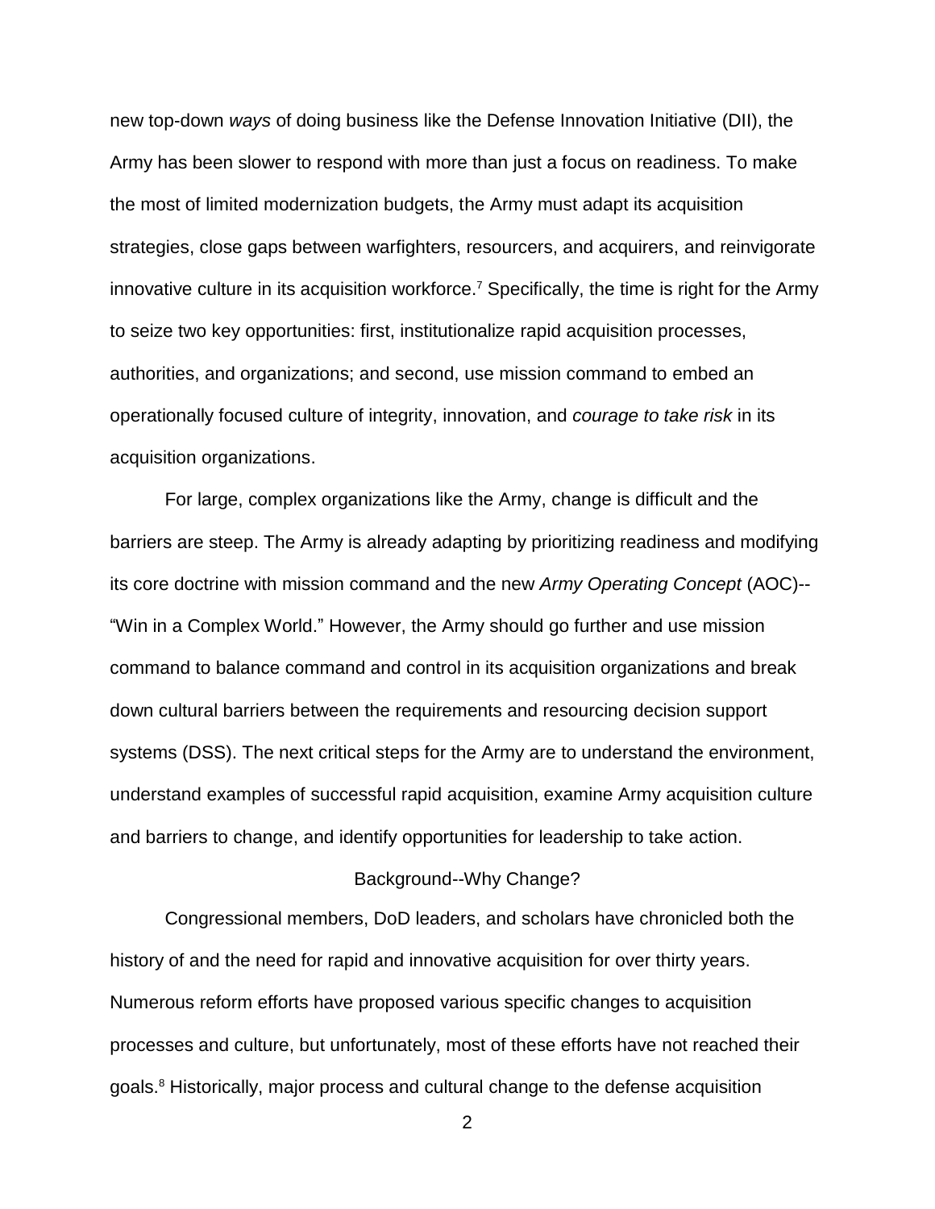new top-down *ways* of doing business like the Defense Innovation Initiative (DII), the Army has been slower to respond with more than just a focus on readiness. To make the most of limited modernization budgets, the Army must adapt its acquisition strategies, close gaps between warfighters, resourcers, and acquirers, and reinvigorate innovative culture in its acquisition workforce.[7] Specifically, the time is right for the Army to seize two key opportunities: first, institutionalize rapid acquisition processes, authorities, and organizations; and second, use mission command to embed an operationally focused culture of integrity, innovation, and *courage to take risk* in its acquisition organizations.

For large, complex organizations like the Army, change is difficult and the barriers are steep. The Army is already adapting by prioritizing readiness and modifying its core doctrine with mission command and the new *Army Operating Concept* (AOC)--"Win in a Complex World." However, the Army should go further and use mission command to balance command and control in its acquisition organizations and break down cultural barriers between the requirements and resourcing decision support systems (DSS). The next critical steps for the Army are to understand the environment, understand examples of successful rapid acquisition, examine Army acquisition culture and barriers to change, and identify opportunities for leadership to take action.

## Background--Why Change?

Congressional members, DoD leaders, and scholars have chronicled both the history of and the need for rapid and innovative acquisition for over thirty years. Numerous reform efforts have proposed various specific changes to acquisition processes and culture, but unfortunately, most of these efforts have not reached their goals.[8] Historically, major process and cultural change to the defense acquisition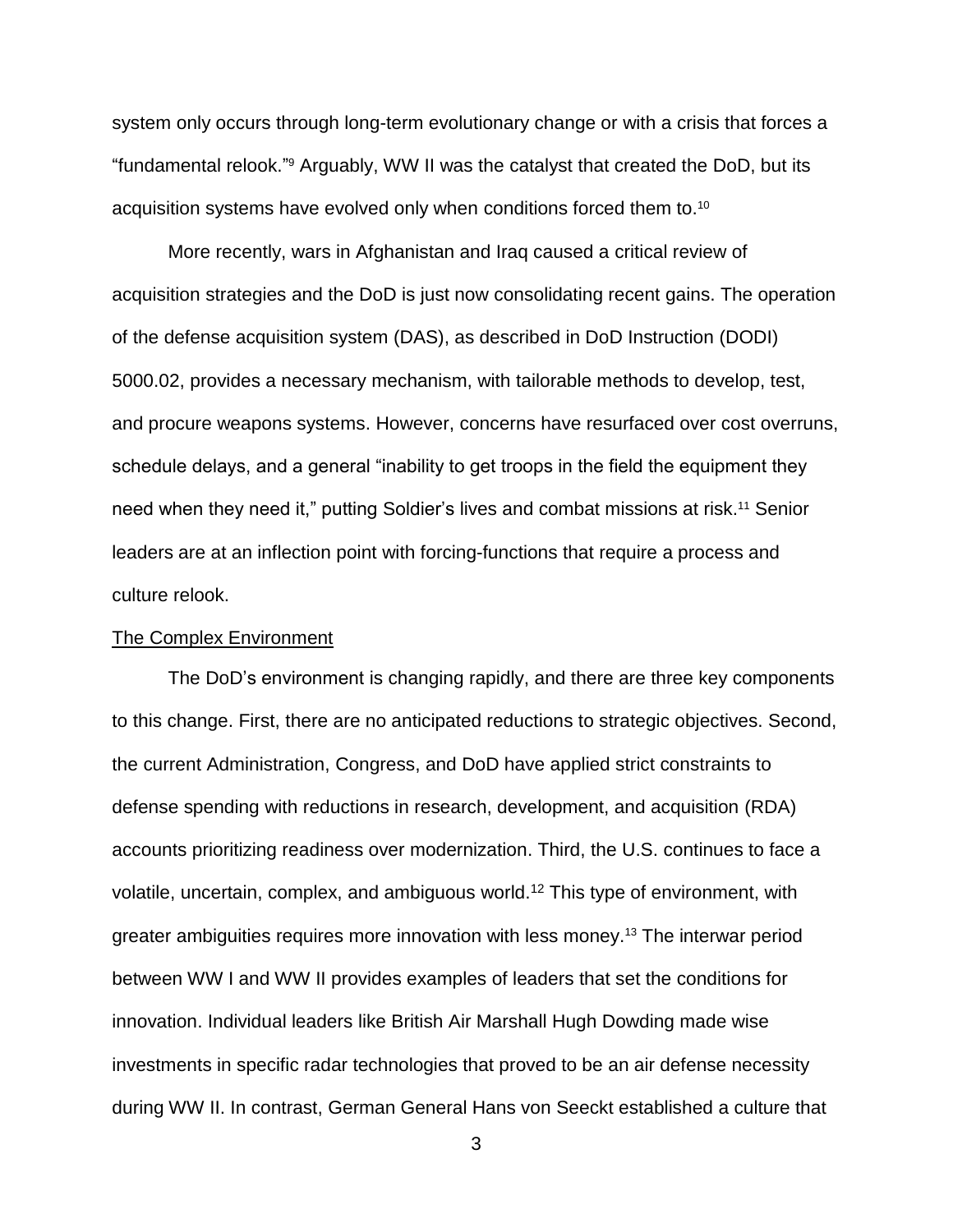system only occurs through long-term evolutionary change or with a crisis that forces a "fundamental relook."[9] Arguably, WW II was the catalyst that created the DoD, but its acquisition systems have evolved only when conditions forced them to.[10]

More recently, wars in Afghanistan and Iraq caused a critical review of acquisition strategies and the DoD is just now consolidating recent gains. The operation of the defense acquisition system (DAS), as described in DoD Instruction (DODI) 5000.02, provides a necessary mechanism, with tailorable methods to develop, test, and procure weapons systems. However, concerns have resurfaced over cost overruns, schedule delays, and a general "inability to get troops in the field the equipment they need when they need it," putting Soldier's lives and combat missions at risk.[11] Senior leaders are at an inflection point with forcing-functions that require a process and culture relook.

## The Complex Environment

The DoD's environment is changing rapidly, and there are three key components to this change. First, there are no anticipated reductions to strategic objectives. Second, the current Administration, Congress, and DoD have applied strict constraints to defense spending with reductions in research, development, and acquisition (RDA) accounts prioritizing readiness over modernization. Third, the U.S. continues to face a volatile, uncertain, complex, and ambiguous world.[12] This type of environment, with greater ambiguities requires more innovation with less money.[13] The interwar period between WW I and WW II provides examples of leaders that set the conditions for innovation. Individual leaders like British Air Marshall Hugh Dowding made wise investments in specific radar technologies that proved to be an air defense necessity during WW II. In contrast, German General Hans von Seeckt established a culture that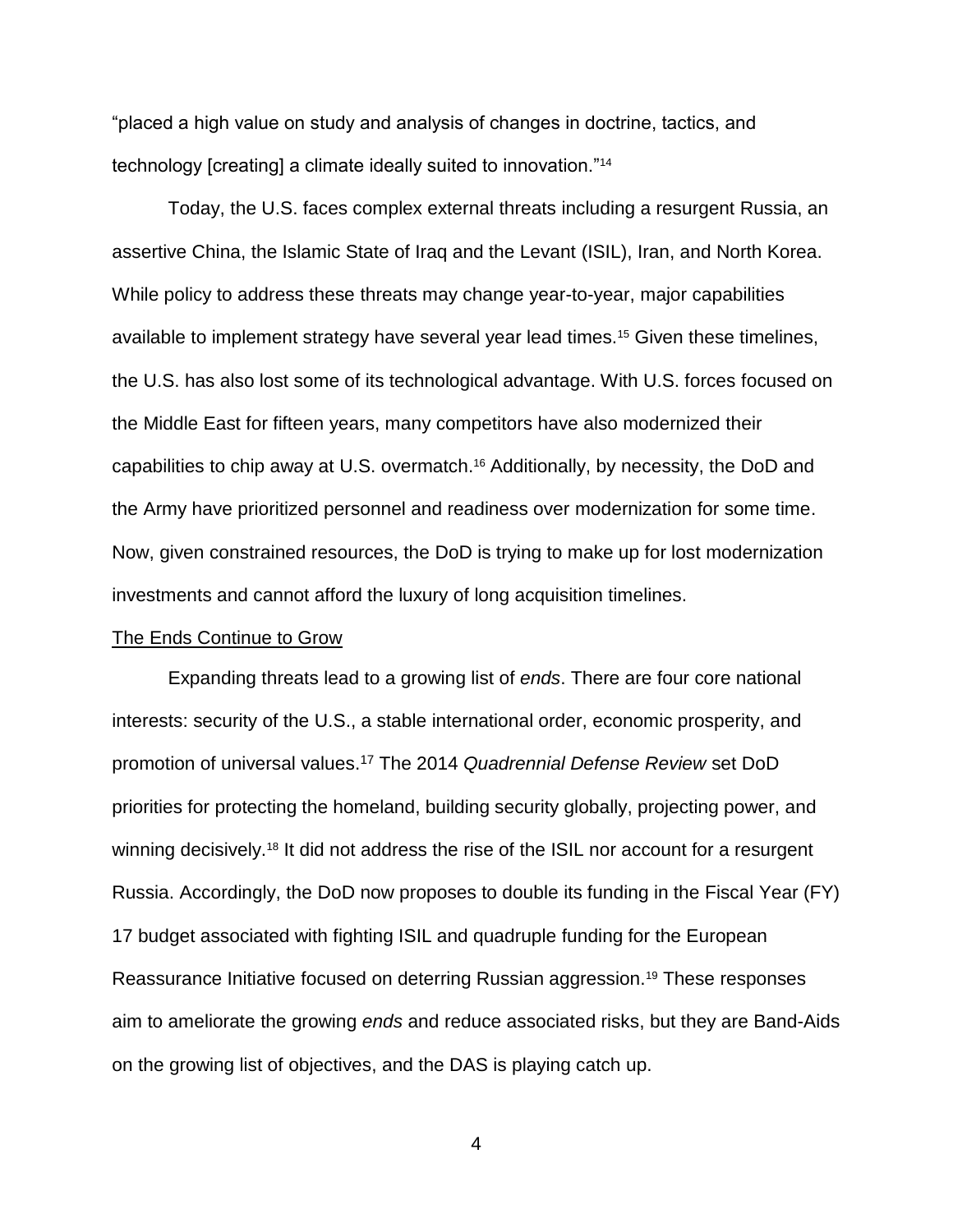"placed a high value on study and analysis of changes in doctrine, tactics, and technology [creating] a climate ideally suited to innovation."[14]

Today, the U.S. faces complex external threats including a resurgent Russia, an assertive China, the Islamic State of Iraq and the Levant (ISIL), Iran, and North Korea. While policy to address these threats may change year-to-year, major capabilities available to implement strategy have several year lead times.[15] Given these timelines, the U.S. has also lost some of its technological advantage. With U.S. forces focused on the Middle East for fifteen years, many competitors have also modernized their capabilities to chip away at U.S. overmatch.[16] Additionally, by necessity, the DoD and the Army have prioritized personnel and readiness over modernization for some time. Now, given constrained resources, the DoD is trying to make up for lost modernization investments and cannot afford the luxury of long acquisition timelines.

<u>The Ends Continue to Grow</u>

Expanding threats lead to a growing list of *ends*. There are four core national interests: security of the U.S., a stable international order, economic prosperity, and promotion of universal values.[17] The 2014 *Quadrennial Defense Review* set DoD priorities for protecting the homeland, building security globally, projecting power, and winning decisively.[18] It did not address the rise of the ISIL nor account for a resurgent Russia. Accordingly, the DoD now proposes to double its funding in the Fiscal Year (FY) 17 budget associated with fighting ISIL and quadruple funding for the European Reassurance Initiative focused on deterring Russian aggression.[19] These responses aim to ameliorate the growing *ends* and reduce associated risks, but they are Band-Aids on the growing list of objectives, and the DAS is playing catch up.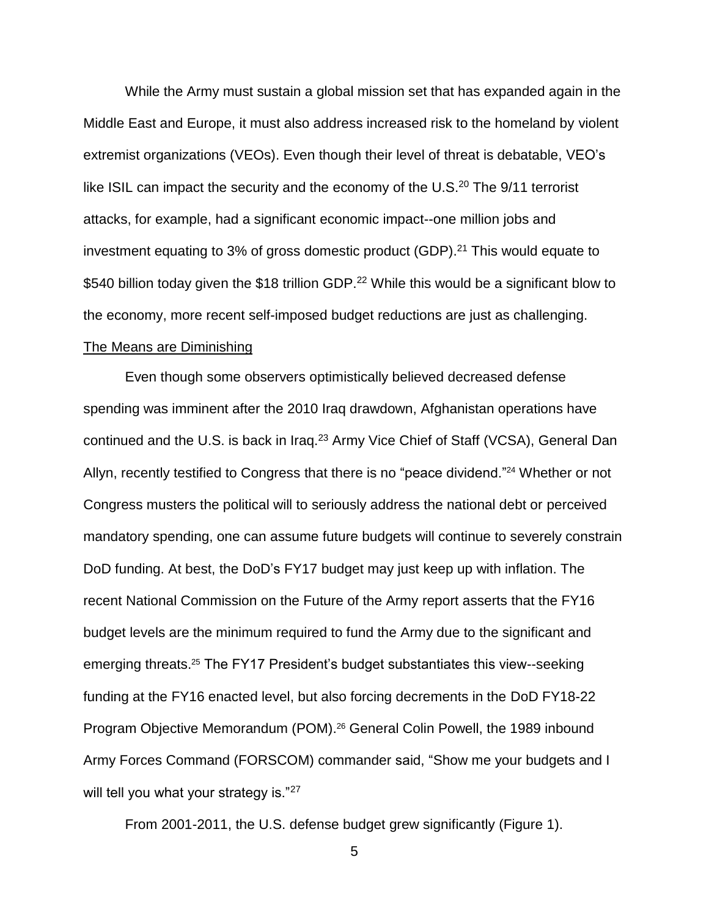While the Army must sustain a global mission set that has expanded again in the Middle East and Europe, it must also address increased risk to the homeland by violent extremist organizations (VEOs). Even though their level of threat is debatable, VEO's like ISIL can impact the security and the economy of the U.S.[20] The 9/11 terrorist attacks, for example, had a significant economic impact--one million jobs and investment equating to 3% of gross domestic product (GDP).[21] This would equate to $540 billion today given the $18 trillion GDP.[22] While this would be a significant blow to the economy, more recent self-imposed budget reductions are just as challenging.

<u>The Means are Diminishing</u>

Even though some observers optimistically believed decreased defense spending was imminent after the 2010 Iraq drawdown, Afghanistan operations have continued and the U.S. is back in Iraq.[23] Army Vice Chief of Staff (VCSA), General Dan Allyn, recently testified to Congress that there is no "peace dividend."[24] Whether or not Congress musters the political will to seriously address the national debt or perceived mandatory spending, one can assume future budgets will continue to severely constrain DoD funding. At best, the DoD's FY17 budget may just keep up with inflation. The recent National Commission on the Future of the Army report asserts that the FY16 budget levels are the minimum required to fund the Army due to the significant and emerging threats.[25] The FY17 President's budget substantiates this view--seeking funding at the FY16 enacted level, but also forcing decrements in the DoD FY18-22 Program Objective Memorandum (POM).[26] General Colin Powell, the 1989 inbound Army Forces Command (FORSCOM) commander said, "Show me your budgets and I will tell you what your strategy is."[27]

From 2001-2011, the U.S. defense budget grew significantly (Figure 1).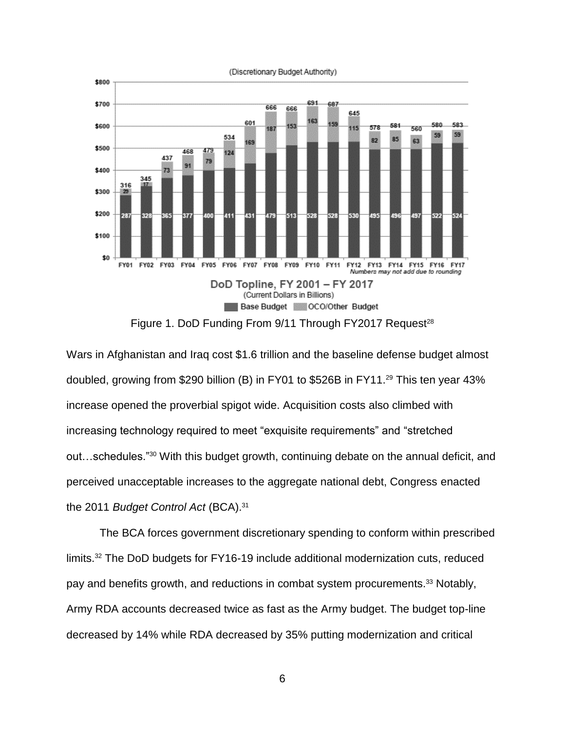Figure 1. DoD Funding From 9/11 Through FY2017 Request[28]

Wars in Afghanistan and Iraq cost $1.6 trillion and the baseline defense budget almost doubled, growing from $290 billion (B) in FY01 to $526B in FY11.[29] This ten year 43% increase opened the proverbial spigot wide. Acquisition costs also climbed with increasing technology required to meet "exquisite requirements" and "stretched out…schedules."[30] With this budget growth, continuing debate on the annual deficit, and perceived unacceptable increases to the aggregate national debt, Congress enacted the 2011 *Budget Control Act* (BCA).[31]

The BCA forces government discretionary spending to conform within prescribed limits.[32] The DoD budgets for FY16-19 include additional modernization cuts, reduced pay and benefits growth, and reductions in combat system procurements.[33] Notably, Army RDA accounts decreased twice as fast as the Army budget. The budget top-line decreased by 14% while RDA decreased by 35% putting modernization and critical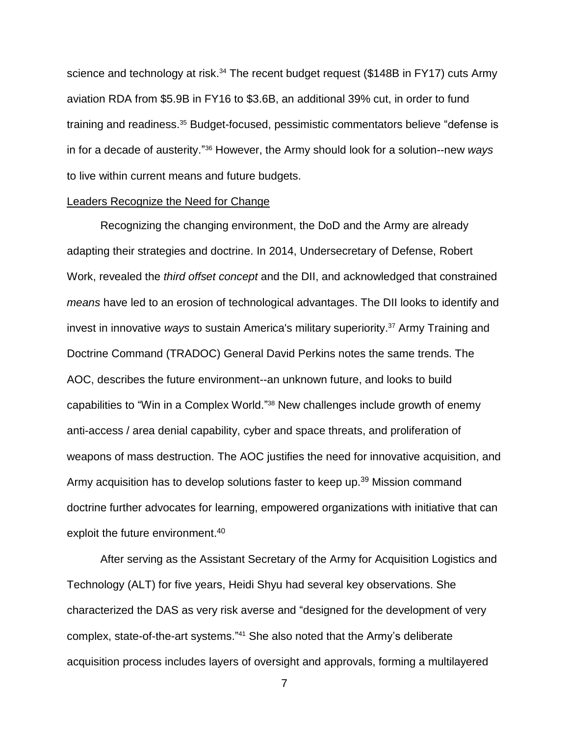science and technology at risk.[34] The recent budget request ($148B in FY17) cuts Army aviation RDA from $5.9B in FY16 to $3.6B, an additional 39% cut, in order to fund training and readiness.[35] Budget-focused, pessimistic commentators believe "defense is in for a decade of austerity."[36] However, the Army should look for a solution--new *ways* to live within current means and future budgets.

<u>Leaders Recognize the Need for Change</u>

Recognizing the changing environment, the DoD and the Army are already adapting their strategies and doctrine. In 2014, Undersecretary of Defense, Robert Work, revealed the *third offset concept* and the DII, and acknowledged that constrained *means* have led to an erosion of technological advantages. The DII looks to identify and invest in innovative *ways* to sustain America's military superiority.[37] Army Training and Doctrine Command (TRADOC) General David Perkins notes the same trends. The AOC, describes the future environment--an unknown future, and looks to build capabilities to "Win in a Complex World."[38] New challenges include growth of enemy anti-access / area denial capability, cyber and space threats, and proliferation of weapons of mass destruction. The AOC justifies the need for innovative acquisition, and Army acquisition has to develop solutions faster to keep up.[39] Mission command doctrine further advocates for learning, empowered organizations with initiative that can exploit the future environment.[40]

After serving as the Assistant Secretary of the Army for Acquisition Logistics and Technology (ALT) for five years, Heidi Shyu had several key observations. She characterized the DAS as very risk averse and "designed for the development of very complex, state-of-the-art systems."[41] She also noted that the Army's deliberate acquisition process includes layers of oversight and approvals, forming a multilayered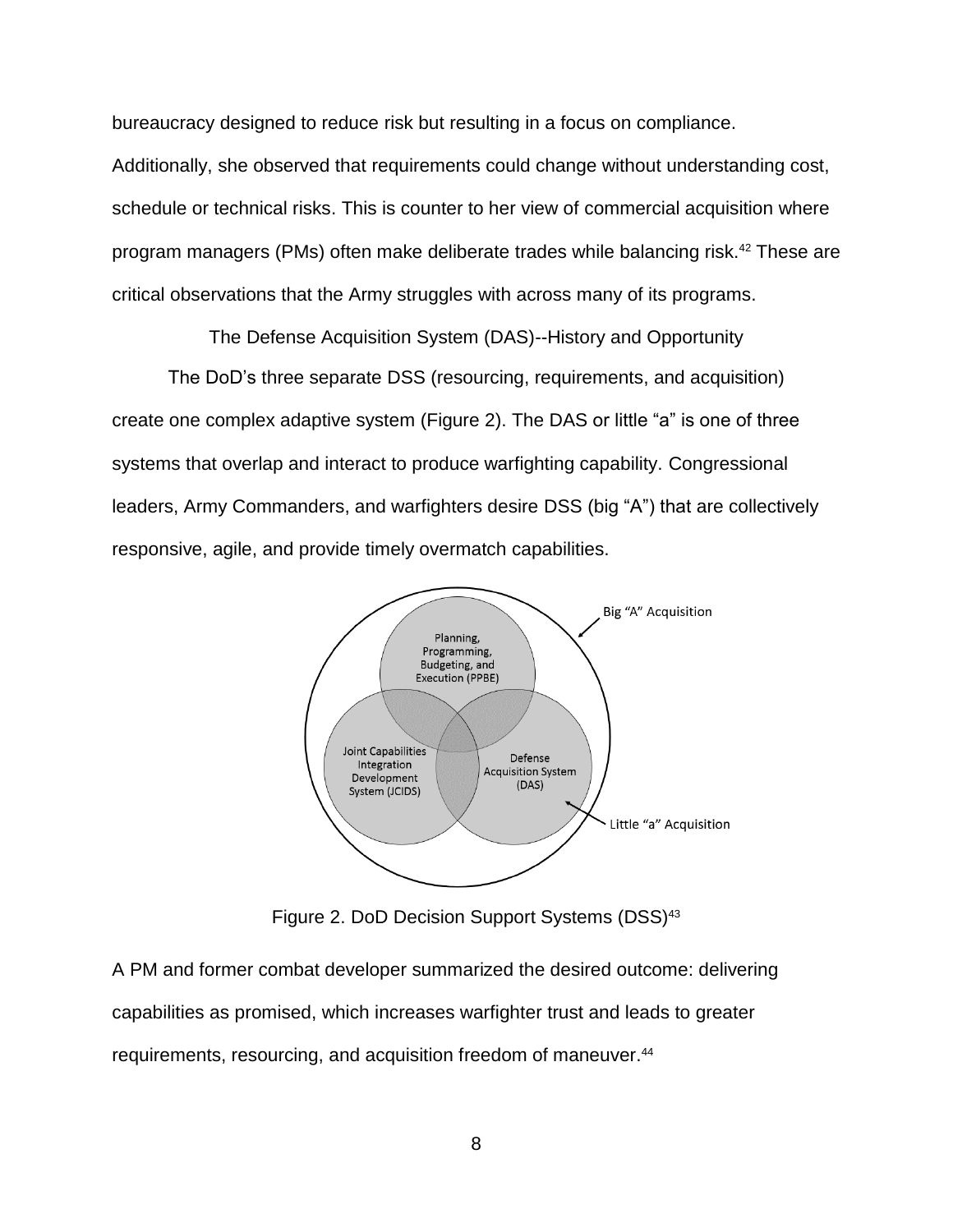bureaucracy designed to reduce risk but resulting in a focus on compliance. Additionally, she observed that requirements could change without understanding cost, schedule or technical risks. This is counter to her view of commercial acquisition where program managers (PMs) often make deliberate trades while balancing risk.[42] These are critical observations that the Army struggles with across many of its programs.

## The Defense Acquisition System (DAS)--History and Opportunity

The DoD's three separate DSS (resourcing, requirements, and acquisition) create one complex adaptive system (Figure 2). The DAS or little "a" is one of three systems that overlap and interact to produce warfighting capability. Congressional leaders, Army Commanders, and warfighters desire DSS (big "A") that are collectively responsive, agile, and provide timely overmatch capabilities.

Figure 2. DoD Decision Support Systems (DSS)[43]

A PM and former combat developer summarized the desired outcome: delivering capabilities as promised, which increases warfighter trust and leads to greater requirements, resourcing, and acquisition freedom of maneuver.[44]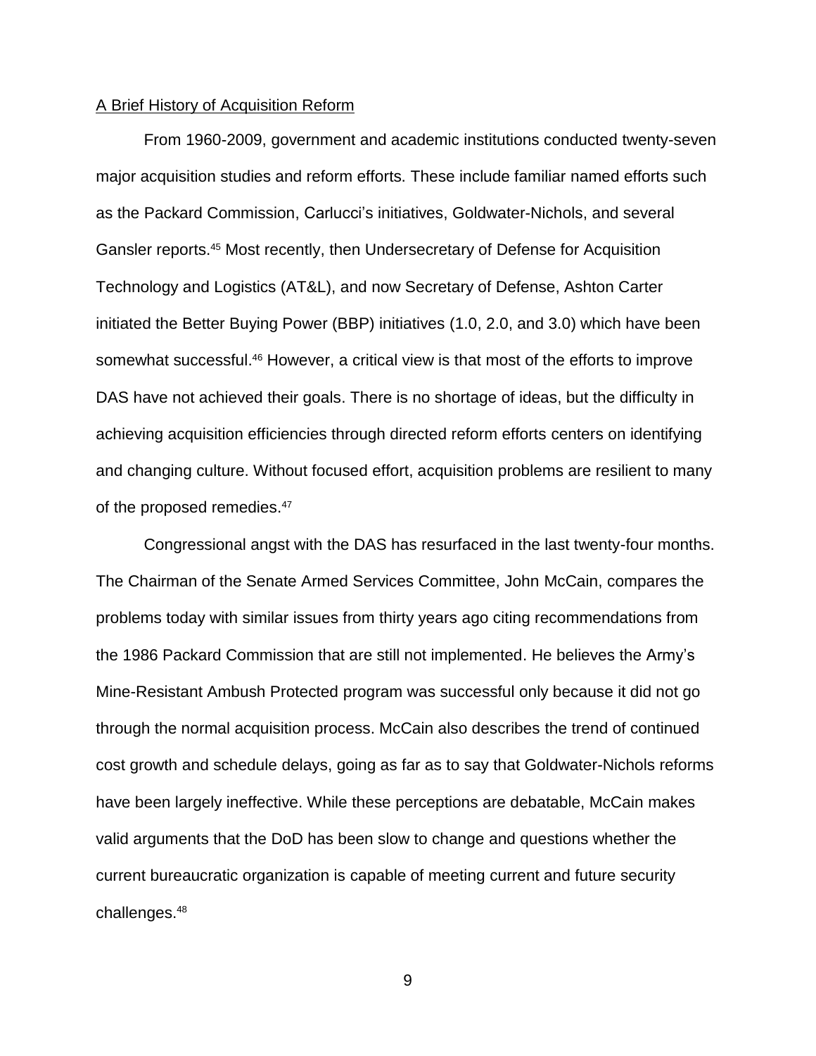A Brief History of Acquisition Reform

From 1960-2009, government and academic institutions conducted twenty-seven major acquisition studies and reform efforts. These include familiar named efforts such as the Packard Commission, Carlucci's initiatives, Goldwater-Nichols, and several Gansler reports.[45] Most recently, then Undersecretary of Defense for Acquisition Technology and Logistics (AT&L), and now Secretary of Defense, Ashton Carter initiated the Better Buying Power (BBP) initiatives (1.0, 2.0, and 3.0) which have been somewhat successful.[46] However, a critical view is that most of the efforts to improve DAS have not achieved their goals. There is no shortage of ideas, but the difficulty in achieving acquisition efficiencies through directed reform efforts centers on identifying and changing culture. Without focused effort, acquisition problems are resilient to many of the proposed remedies.[47]

Congressional angst with the DAS has resurfaced in the last twenty-four months. The Chairman of the Senate Armed Services Committee, John McCain, compares the problems today with similar issues from thirty years ago citing recommendations from the 1986 Packard Commission that are still not implemented. He believes the Army's Mine-Resistant Ambush Protected program was successful only because it did not go through the normal acquisition process. McCain also describes the trend of continued cost growth and schedule delays, going as far as to say that Goldwater-Nichols reforms have been largely ineffective. While these perceptions are debatable, McCain makes valid arguments that the DoD has been slow to change and questions whether the current bureaucratic organization is capable of meeting current and future security challenges.[48]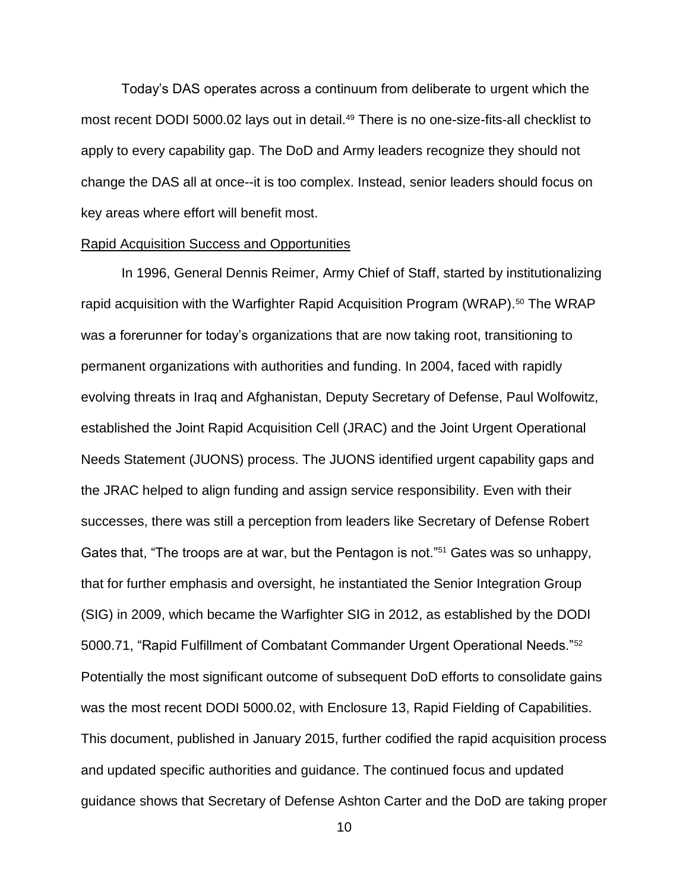Today's DAS operates across a continuum from deliberate to urgent which the most recent DODI 5000.02 lays out in detail.[49] There is no one-size-fits-all checklist to apply to every capability gap. The DoD and Army leaders recognize they should not change the DAS all at once--it is too complex. Instead, senior leaders should focus on key areas where effort will benefit most.

Rapid Acquisition Success and Opportunities

In 1996, General Dennis Reimer, Army Chief of Staff, started by institutionalizing rapid acquisition with the Warfighter Rapid Acquisition Program (WRAP).[50] The WRAP was a forerunner for today's organizations that are now taking root, transitioning to permanent organizations with authorities and funding. In 2004, faced with rapidly evolving threats in Iraq and Afghanistan, Deputy Secretary of Defense, Paul Wolfowitz, established the Joint Rapid Acquisition Cell (JRAC) and the Joint Urgent Operational Needs Statement (JUONS) process. The JUONS identified urgent capability gaps and the JRAC helped to align funding and assign service responsibility. Even with their successes, there was still a perception from leaders like Secretary of Defense Robert Gates that, "The troops are at war, but the Pentagon is not."[51] Gates was so unhappy, that for further emphasis and oversight, he instantiated the Senior Integration Group (SIG) in 2009, which became the Warfighter SIG in 2012, as established by the DODI 5000.71, "Rapid Fulfillment of Combatant Commander Urgent Operational Needs."[52] Potentially the most significant outcome of subsequent DoD efforts to consolidate gains was the most recent DODI 5000.02, with Enclosure 13, Rapid Fielding of Capabilities. This document, published in January 2015, further codified the rapid acquisition process and updated specific authorities and guidance. The continued focus and updated guidance shows that Secretary of Defense Ashton Carter and the DoD are taking proper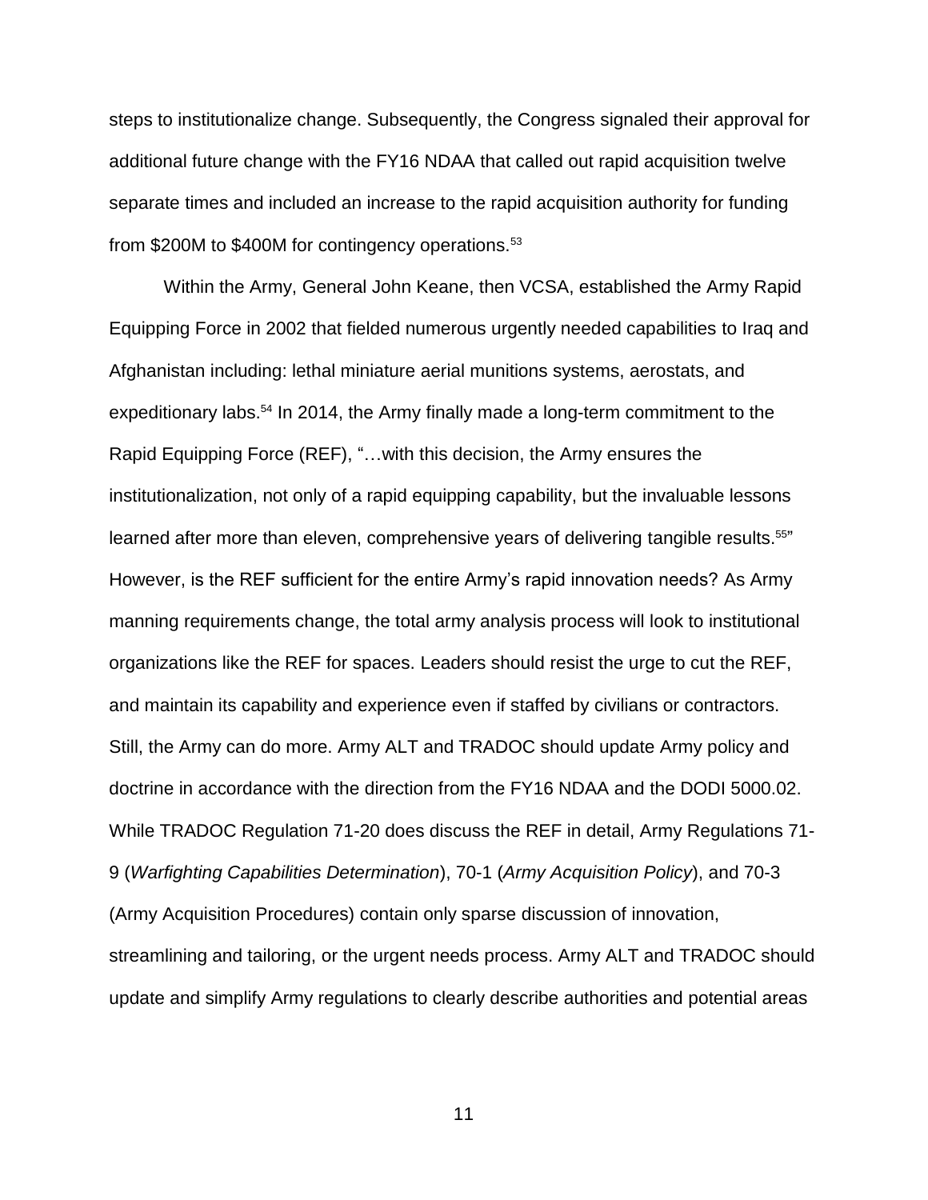steps to institutionalize change. Subsequently, the Congress signaled their approval for additional future change with the FY16 NDAA that called out rapid acquisition twelve separate times and included an increase to the rapid acquisition authority for funding from $200M to $400M for contingency operations.[53]

Within the Army, General John Keane, then VCSA, established the Army Rapid Equipping Force in 2002 that fielded numerous urgently needed capabilities to Iraq and Afghanistan including: lethal miniature aerial munitions systems, aerostats, and expeditionary labs.[54] In 2014, the Army finally made a long-term commitment to the Rapid Equipping Force (REF), "…with this decision, the Army ensures the institutionalization, not only of a rapid equipping capability, but the invaluable lessons learned after more than eleven, comprehensive years of delivering tangible results.[55]" However, is the REF sufficient for the entire Army's rapid innovation needs? As Army manning requirements change, the total army analysis process will look to institutional organizations like the REF for spaces. Leaders should resist the urge to cut the REF, and maintain its capability and experience even if staffed by civilians or contractors. Still, the Army can do more. Army ALT and TRADOC should update Army policy and doctrine in accordance with the direction from the FY16 NDAA and the DODI 5000.02. While TRADOC Regulation 71-20 does discuss the REF in detail, Army Regulations 71-9 (*Warfighting Capabilities Determination*), 70-1 (*Army Acquisition Policy*), and 70-3 (Army Acquisition Procedures) contain only sparse discussion of innovation, streamlining and tailoring, or the urgent needs process. Army ALT and TRADOC should update and simplify Army regulations to clearly describe authorities and potential areas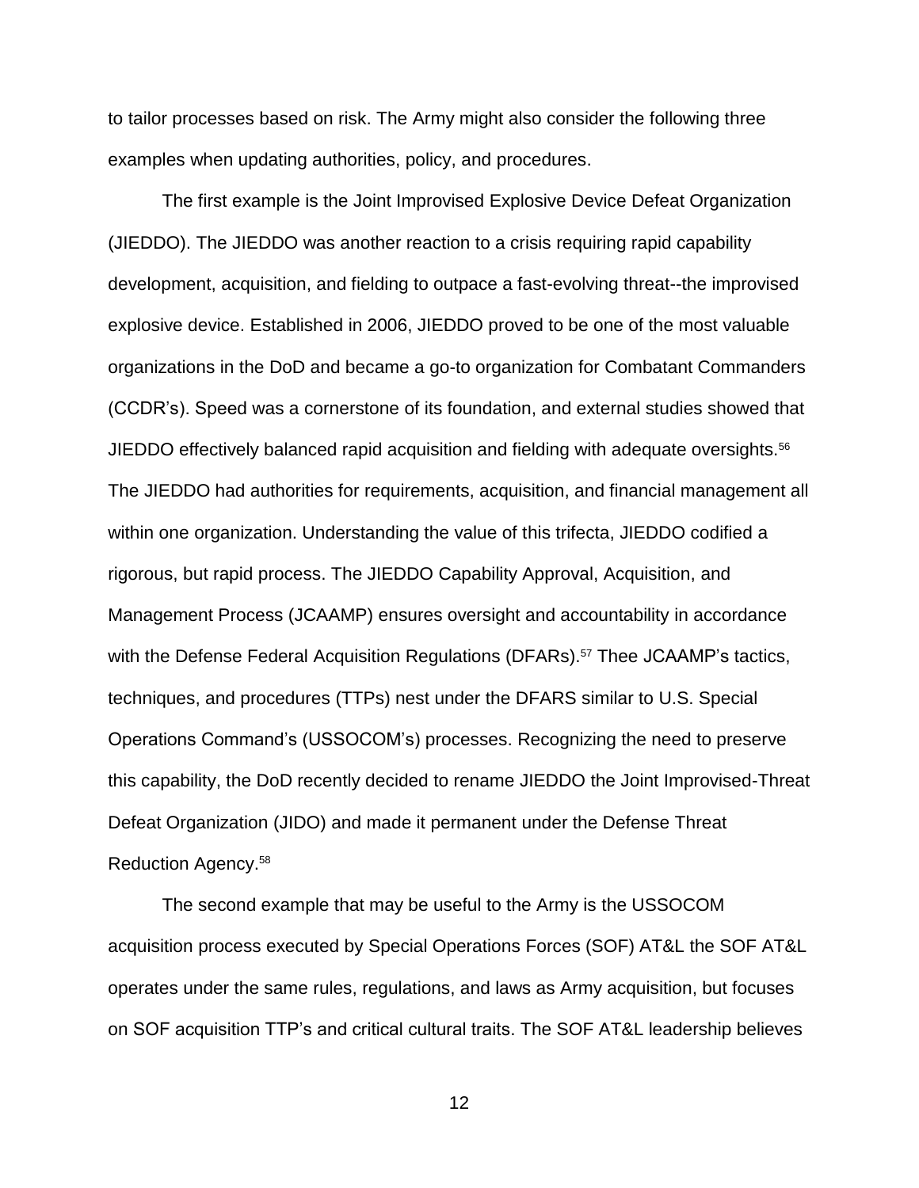to tailor processes based on risk. The Army might also consider the following three examples when updating authorities, policy, and procedures.

The first example is the Joint Improvised Explosive Device Defeat Organization (JIEDDO). The JIEDDO was another reaction to a crisis requiring rapid capability development, acquisition, and fielding to outpace a fast-evolving threat--the improvised explosive device. Established in 2006, JIEDDO proved to be one of the most valuable organizations in the DoD and became a go-to organization for Combatant Commanders (CCDR's). Speed was a cornerstone of its foundation, and external studies showed that JIEDDO effectively balanced rapid acquisition and fielding with adequate oversights.[56] The JIEDDO had authorities for requirements, acquisition, and financial management all within one organization. Understanding the value of this trifecta, JIEDDO codified a rigorous, but rapid process. The JIEDDO Capability Approval, Acquisition, and Management Process (JCAAMP) ensures oversight and accountability in accordance with the Defense Federal Acquisition Regulations (DFARs).[57] Thee JCAAMP's tactics, techniques, and procedures (TTPs) nest under the DFARS similar to U.S. Special Operations Command's (USSOCOM's) processes. Recognizing the need to preserve this capability, the DoD recently decided to rename JIEDDO the Joint Improvised-Threat Defeat Organization (JIDO) and made it permanent under the Defense Threat Reduction Agency.[58]

The second example that may be useful to the Army is the USSOCOM acquisition process executed by Special Operations Forces (SOF) AT&L the SOF AT&L operates under the same rules, regulations, and laws as Army acquisition, but focuses on SOF acquisition TTP's and critical cultural traits. The SOF AT&L leadership believes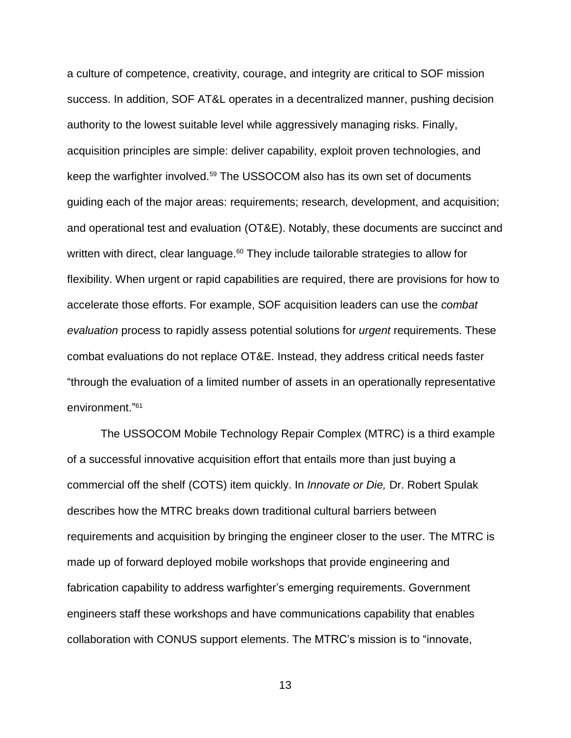a culture of competence, creativity, courage, and integrity are critical to SOF mission success. In addition, SOF AT&L operates in a decentralized manner, pushing decision authority to the lowest suitable level while aggressively managing risks. Finally, acquisition principles are simple: deliver capability, exploit proven technologies, and keep the warfighter involved.[59] The USSOCOM also has its own set of documents guiding each of the major areas: requirements; research, development, and acquisition; and operational test and evaluation (OT&E). Notably, these documents are succinct and written with direct, clear language.[60] They include tailorable strategies to allow for flexibility. When urgent or rapid capabilities are required, there are provisions for how to accelerate those efforts. For example, SOF acquisition leaders can use the *combat evaluation* process to rapidly assess potential solutions for *urgent* requirements. These combat evaluations do not replace OT&E. Instead, they address critical needs faster "through the evaluation of a limited number of assets in an operationally representative environment."[61]

The USSOCOM Mobile Technology Repair Complex (MTRC) is a third example of a successful innovative acquisition effort that entails more than just buying a commercial off the shelf (COTS) item quickly. In *Innovate or Die,* Dr. Robert Spulak describes how the MTRC breaks down traditional cultural barriers between requirements and acquisition by bringing the engineer closer to the user. The MTRC is made up of forward deployed mobile workshops that provide engineering and fabrication capability to address warfighter's emerging requirements. Government engineers staff these workshops and have communications capability that enables collaboration with CONUS support elements. The MTRC's mission is to "innovate,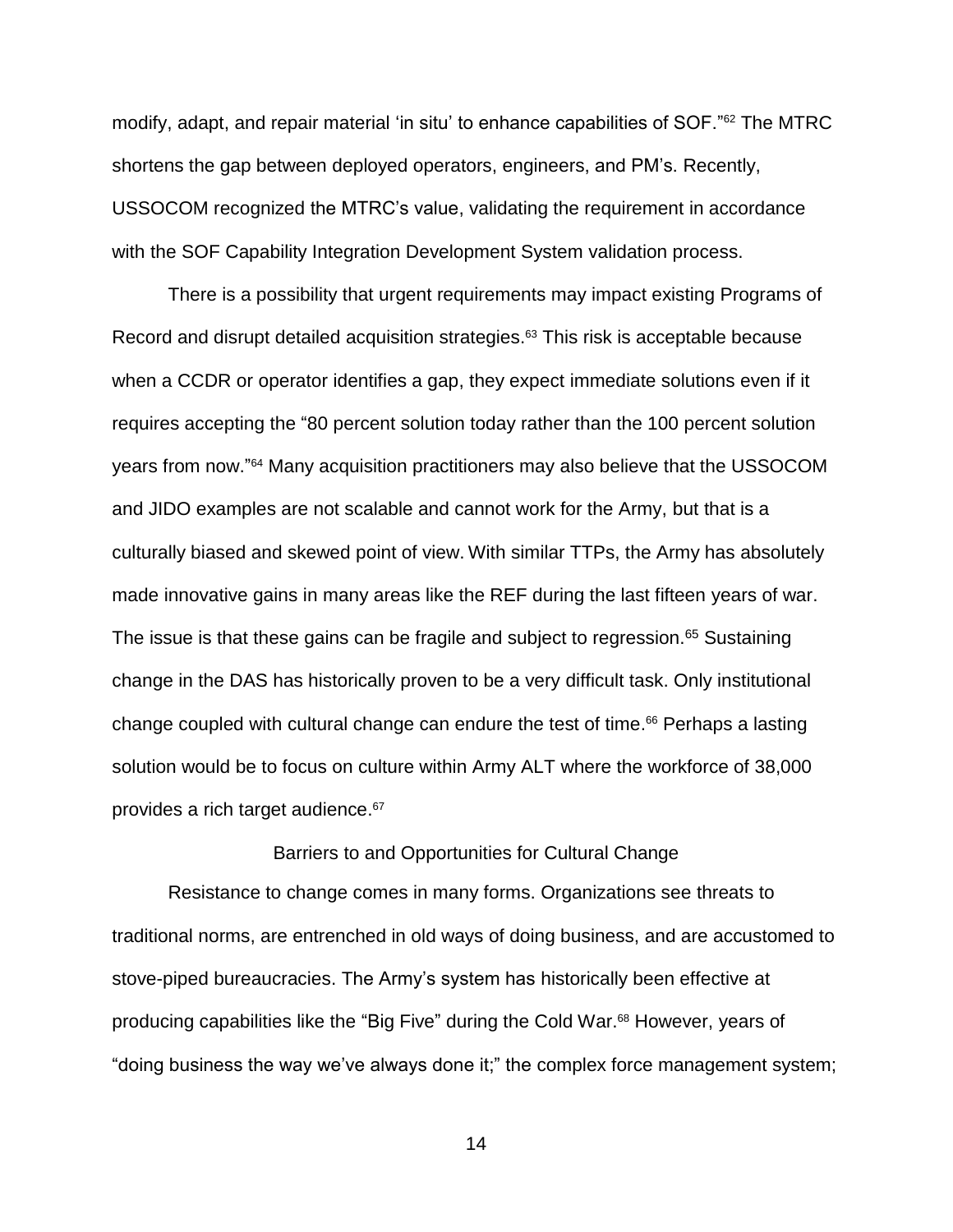modify, adapt, and repair material 'in situ' to enhance capabilities of SOF."[62] The MTRC shortens the gap between deployed operators, engineers, and PM's. Recently, USSOCOM recognized the MTRC's value, validating the requirement in accordance with the SOF Capability Integration Development System validation process.

There is a possibility that urgent requirements may impact existing Programs of Record and disrupt detailed acquisition strategies.[63] This risk is acceptable because when a CCDR or operator identifies a gap, they expect immediate solutions even if it requires accepting the "80 percent solution today rather than the 100 percent solution years from now."[64] Many acquisition practitioners may also believe that the USSOCOM and JIDO examples are not scalable and cannot work for the Army, but that is a culturally biased and skewed point of view. With similar TTPs, the Army has absolutely made innovative gains in many areas like the REF during the last fifteen years of war. The issue is that these gains can be fragile and subject to regression.[65] Sustaining change in the DAS has historically proven to be a very difficult task. Only institutional change coupled with cultural change can endure the test of time.[66] Perhaps a lasting solution would be to focus on culture within Army ALT where the workforce of 38,000 provides a rich target audience.[67]

## Barriers to and Opportunities for Cultural Change

Resistance to change comes in many forms. Organizations see threats to traditional norms, are entrenched in old ways of doing business, and are accustomed to stove-piped bureaucracies. The Army's system has historically been effective at producing capabilities like the "Big Five" during the Cold War.[68] However, years of "doing business the way we've always done it;" the complex force management system;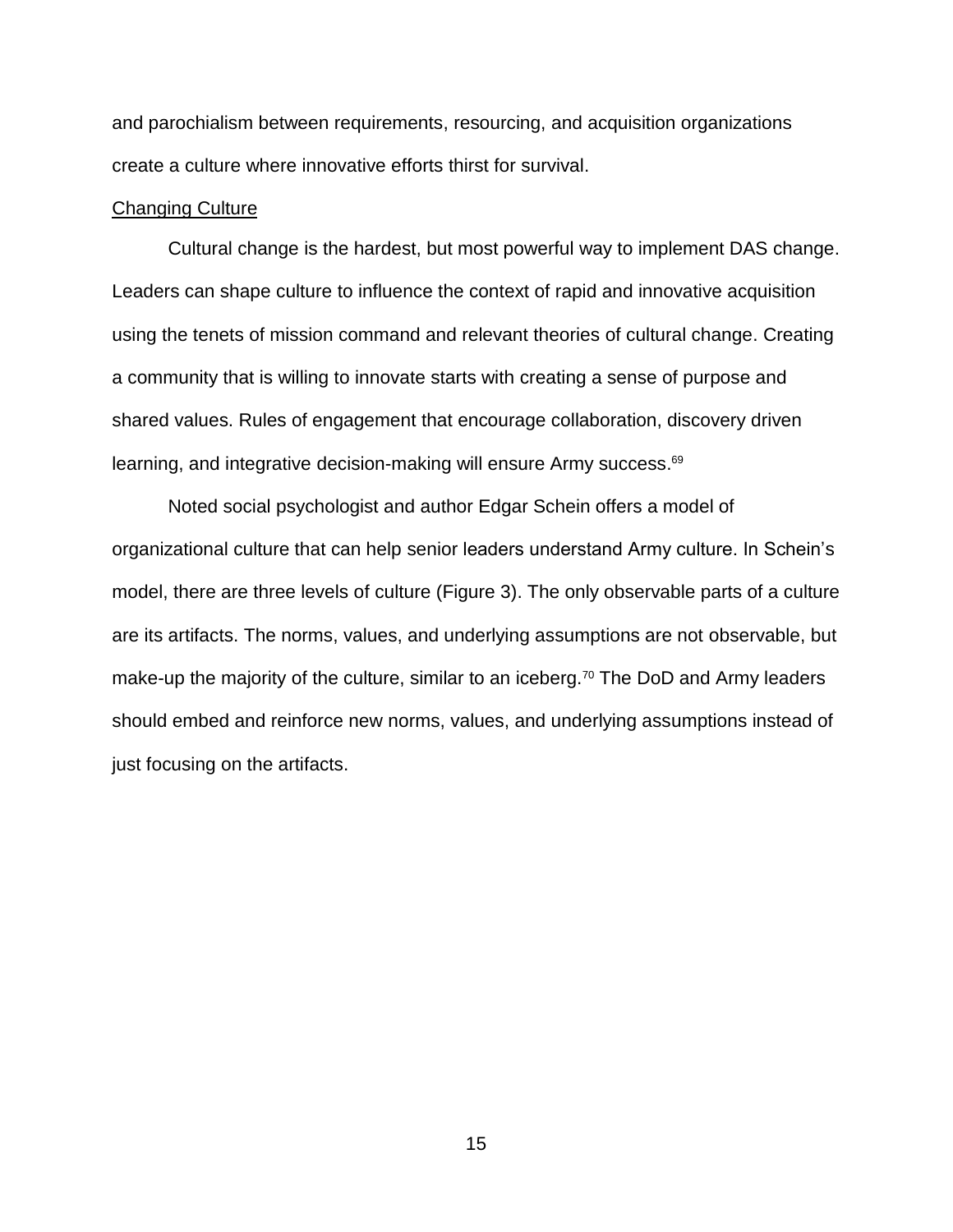and parochialism between requirements, resourcing, and acquisition organizations create a culture where innovative efforts thirst for survival.

## Changing Culture

Cultural change is the hardest, but most powerful way to implement DAS change. Leaders can shape culture to influence the context of rapid and innovative acquisition using the tenets of mission command and relevant theories of cultural change. Creating a community that is willing to innovate starts with creating a sense of purpose and shared values. Rules of engagement that encourage collaboration, discovery driven learning, and integrative decision-making will ensure Army success.[69]

Noted social psychologist and author Edgar Schein offers a model of organizational culture that can help senior leaders understand Army culture. In Schein's model, there are three levels of culture (Figure 3). The only observable parts of a culture are its artifacts. The norms, values, and underlying assumptions are not observable, but make-up the majority of the culture, similar to an iceberg.[70] The DoD and Army leaders should embed and reinforce new norms, values, and underlying assumptions instead of just focusing on the artifacts.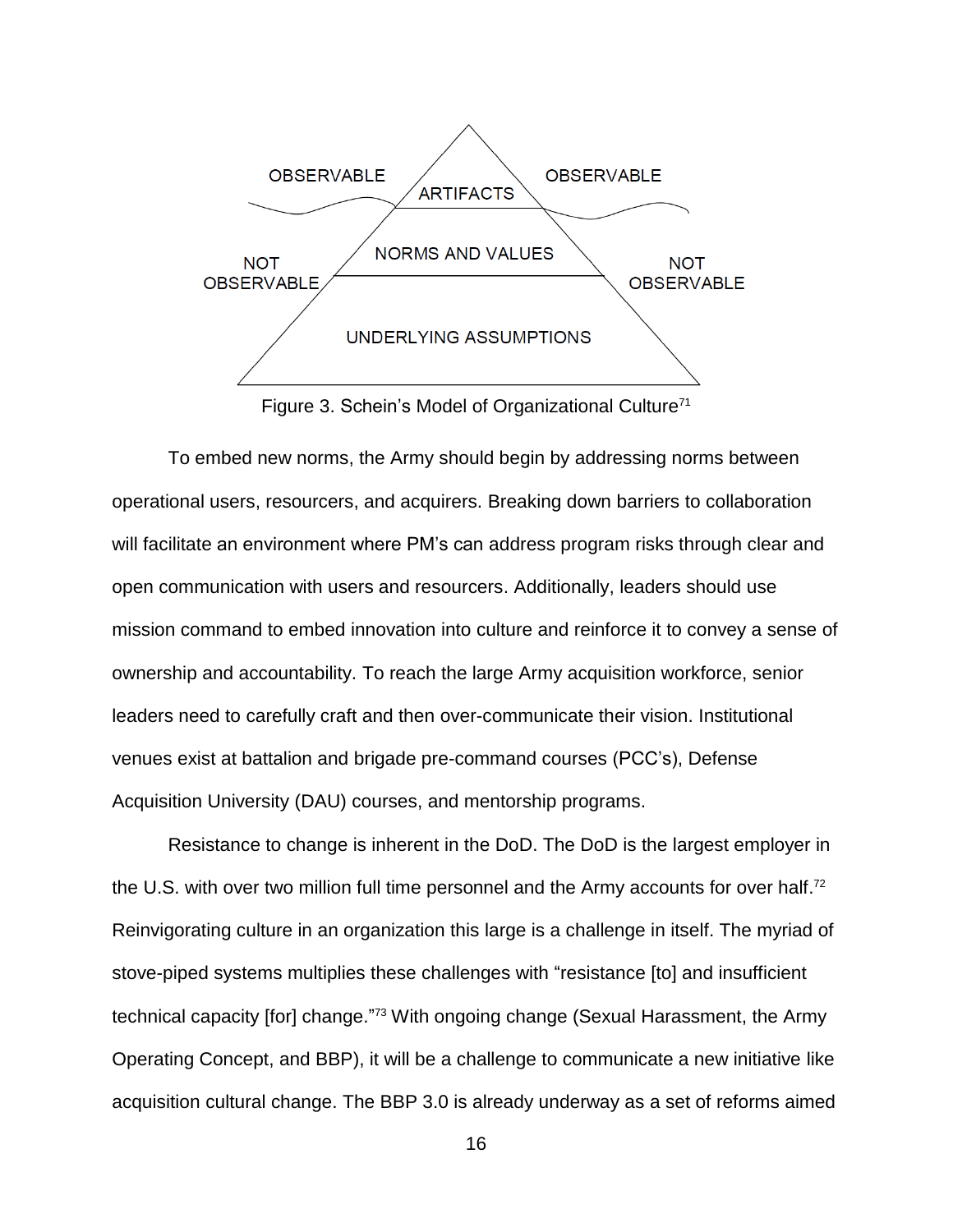OBSERVABLE ARTIFACTS OBSERVABLE

NOT OBSERVABLE NORMS AND VALUES NOT OBSERVABLE

UNDERLYING ASSUMPTIONS

Figure 3. Schein's Model of Organizational Culture[71]

To embed new norms, the Army should begin by addressing norms between operational users, resourcers, and acquirers. Breaking down barriers to collaboration will facilitate an environment where PM's can address program risks through clear and open communication with users and resourcers. Additionally, leaders should use mission command to embed innovation into culture and reinforce it to convey a sense of ownership and accountability. To reach the large Army acquisition workforce, senior leaders need to carefully craft and then over-communicate their vision. Institutional venues exist at battalion and brigade pre-command courses (PCC's), Defense Acquisition University (DAU) courses, and mentorship programs.

Resistance to change is inherent in the DoD. The DoD is the largest employer in the U.S. with over two million full time personnel and the Army accounts for over half.[72] Reinvigorating culture in an organization this large is a challenge in itself. The myriad of stove-piped systems multiplies these challenges with "resistance [to] and insufficient technical capacity [for] change."[73] With ongoing change (Sexual Harassment, the Army Operating Concept, and BBP), it will be a challenge to communicate a new initiative like acquisition cultural change. The BBP 3.0 is already underway as a set of reforms aimed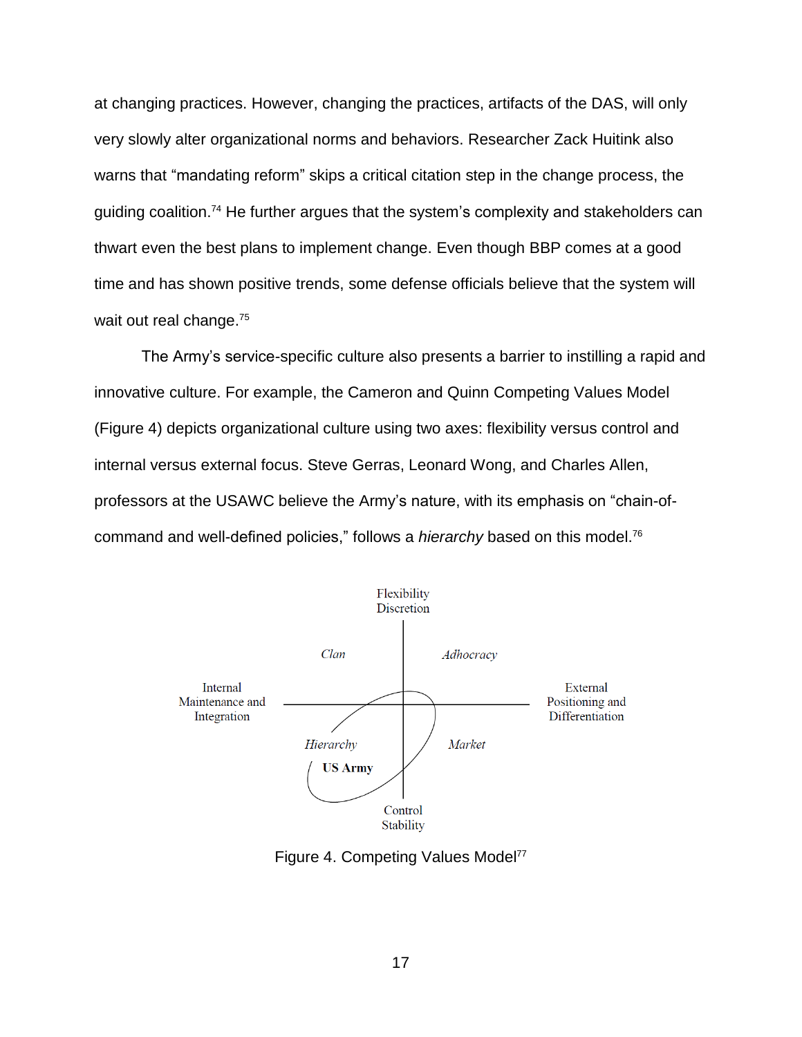at changing practices. However, changing the practices, artifacts of the DAS, will only very slowly alter organizational norms and behaviors. Researcher Zack Huitink also warns that "mandating reform" skips a critical citation step in the change process, the guiding coalition.[74] He further argues that the system's complexity and stakeholders can thwart even the best plans to implement change. Even though BBP comes at a good time and has shown positive trends, some defense officials believe that the system will wait out real change.[75]

The Army's service-specific culture also presents a barrier to instilling a rapid and innovative culture. For example, the Cameron and Quinn Competing Values Model (Figure 4) depicts organizational culture using two axes: flexibility versus control and internal versus external focus. Steve Gerras, Leonard Wong, and Charles Allen, professors at the USAWC believe the Army's nature, with its emphasis on "chain-of-command and well-defined policies," follows a *hierarchy* based on this model.[76]

Figure 4. Competing Values Model[77]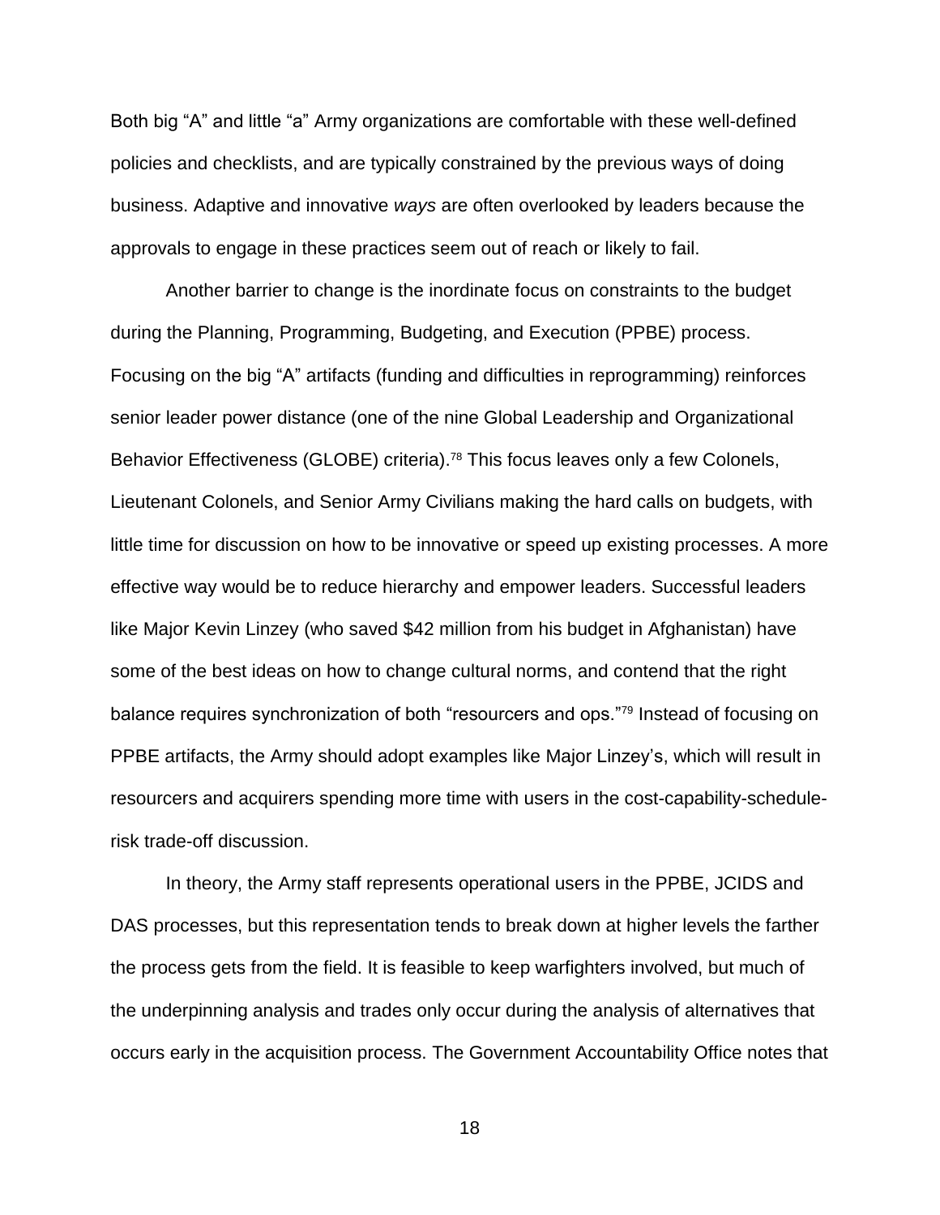Both big “A” and little “a” Army organizations are comfortable with these well-defined policies and checklists, and are typically constrained by the previous ways of doing business. Adaptive and innovative *ways* are often overlooked by leaders because the approvals to engage in these practices seem out of reach or likely to fail.

Another barrier to change is the inordinate focus on constraints to the budget during the Planning, Programming, Budgeting, and Execution (PPBE) process. Focusing on the big “A” artifacts (funding and difficulties in reprogramming) reinforces senior leader power distance (one of the nine Global Leadership and Organizational Behavior Effectiveness (GLOBE) criteria).[78] This focus leaves only a few Colonels, Lieutenant Colonels, and Senior Army Civilians making the hard calls on budgets, with little time for discussion on how to be innovative or speed up existing processes. A more effective way would be to reduce hierarchy and empower leaders. Successful leaders like Major Kevin Linzey (who saved $42 million from his budget in Afghanistan) have some of the best ideas on how to change cultural norms, and contend that the right balance requires synchronization of both “resourcers and ops.”[79] Instead of focusing on PPBE artifacts, the Army should adopt examples like Major Linzey’s, which will result in resourcers and acquirers spending more time with users in the cost-capability-schedule-risk trade-off discussion.

In theory, the Army staff represents operational users in the PPBE, JCIDS and DAS processes, but this representation tends to break down at higher levels the farther the process gets from the field. It is feasible to keep warfighters involved, but much of the underpinning analysis and trades only occur during the analysis of alternatives that occurs early in the acquisition process. The Government Accountability Office notes that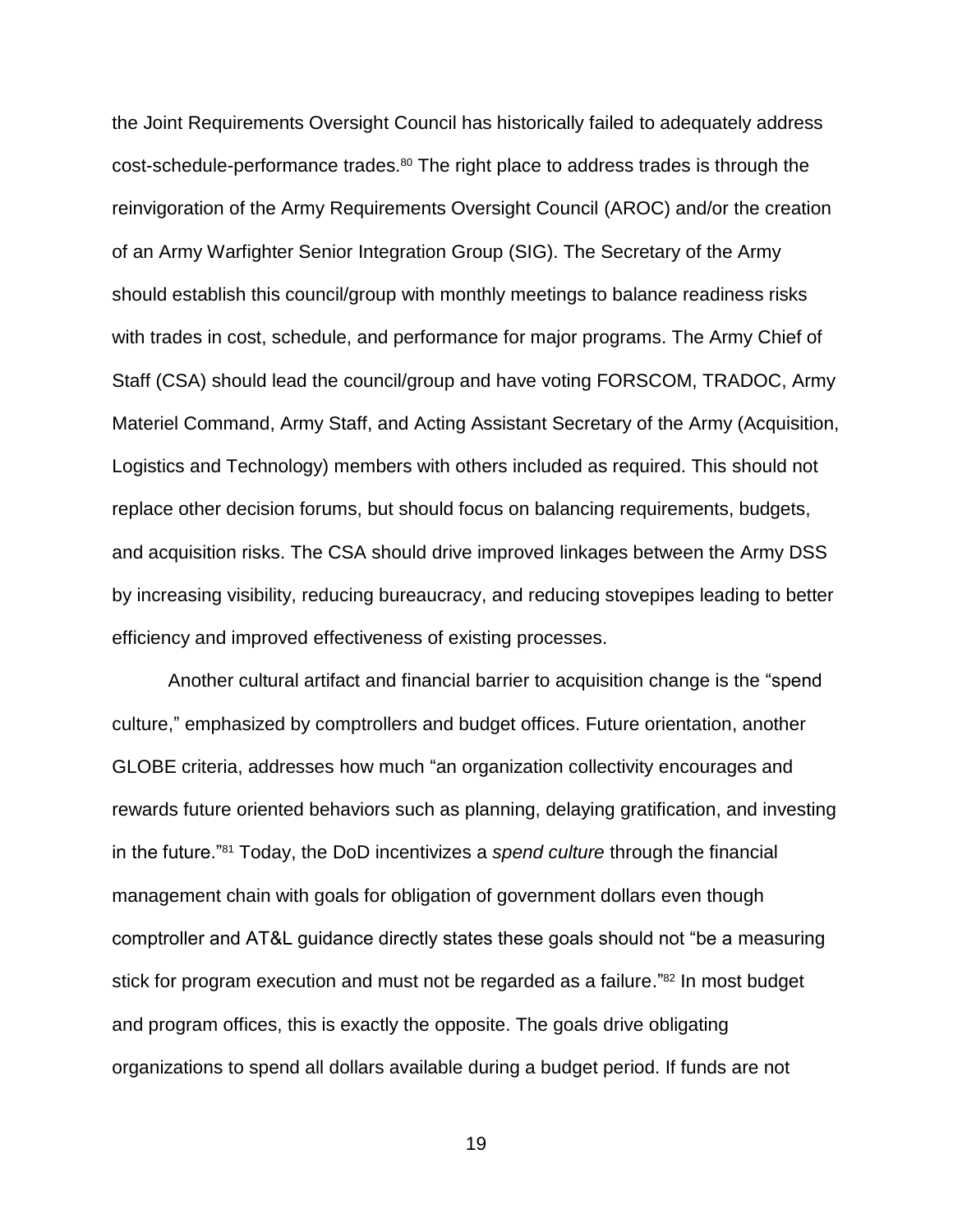the Joint Requirements Oversight Council has historically failed to adequately address cost-schedule-performance trades.[80] The right place to address trades is through the reinvigoration of the Army Requirements Oversight Council (AROC) and/or the creation of an Army Warfighter Senior Integration Group (SIG). The Secretary of the Army should establish this council/group with monthly meetings to balance readiness risks with trades in cost, schedule, and performance for major programs. The Army Chief of Staff (CSA) should lead the council/group and have voting FORSCOM, TRADOC, Army Materiel Command, Army Staff, and Acting Assistant Secretary of the Army (Acquisition, Logistics and Technology) members with others included as required. This should not replace other decision forums, but should focus on balancing requirements, budgets, and acquisition risks. The CSA should drive improved linkages between the Army DSS by increasing visibility, reducing bureaucracy, and reducing stovepipes leading to better efficiency and improved effectiveness of existing processes.

Another cultural artifact and financial barrier to acquisition change is the "spend culture," emphasized by comptrollers and budget offices. Future orientation, another GLOBE criteria, addresses how much "an organization collectivity encourages and rewards future oriented behaviors such as planning, delaying gratification, and investing in the future."[81] Today, the DoD incentivizes a *spend culture* through the financial management chain with goals for obligation of government dollars even though comptroller and AT&L guidance directly states these goals should not "be a measuring stick for program execution and must not be regarded as a failure."[82] In most budget and program offices, this is exactly the opposite. The goals drive obligating organizations to spend all dollars available during a budget period. If funds are not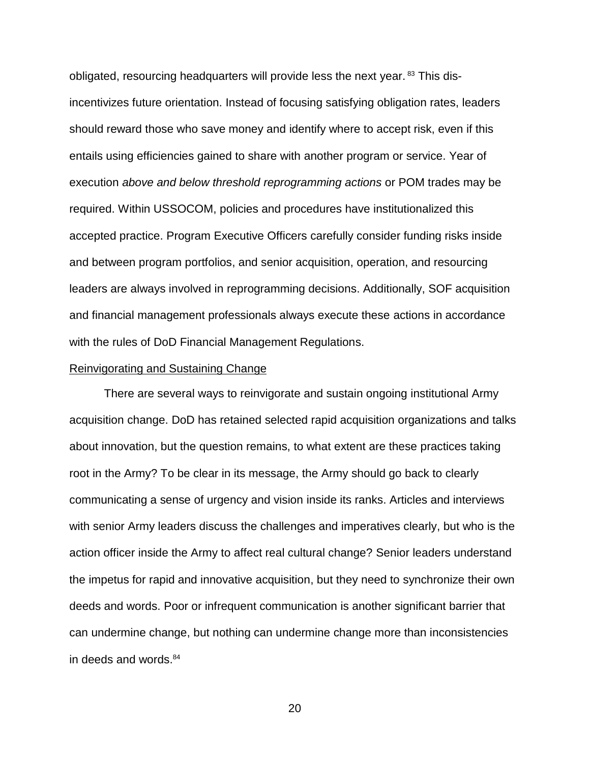obligated, resourcing headquarters will provide less the next year.[83] This dis-incentivizes future orientation. Instead of focusing satisfying obligation rates, leaders should reward those who save money and identify where to accept risk, even if this entails using efficiencies gained to share with another program or service. Year of execution *above and below threshold reprogramming actions* or POM trades may be required. Within USSOCOM, policies and procedures have institutionalized this accepted practice. Program Executive Officers carefully consider funding risks inside and between program portfolios, and senior acquisition, operation, and resourcing leaders are always involved in reprogramming decisions. Additionally, SOF acquisition and financial management professionals always execute these actions in accordance with the rules of DoD Financial Management Regulations.

## Reinvigorating and Sustaining Change

There are several ways to reinvigorate and sustain ongoing institutional Army acquisition change. DoD has retained selected rapid acquisition organizations and talks about innovation, but the question remains, to what extent are these practices taking root in the Army? To be clear in its message, the Army should go back to clearly communicating a sense of urgency and vision inside its ranks. Articles and interviews with senior Army leaders discuss the challenges and imperatives clearly, but who is the action officer inside the Army to affect real cultural change? Senior leaders understand the impetus for rapid and innovative acquisition, but they need to synchronize their own deeds and words. Poor or infrequent communication is another significant barrier that can undermine change, but nothing can undermine change more than inconsistencies in deeds and words.[84]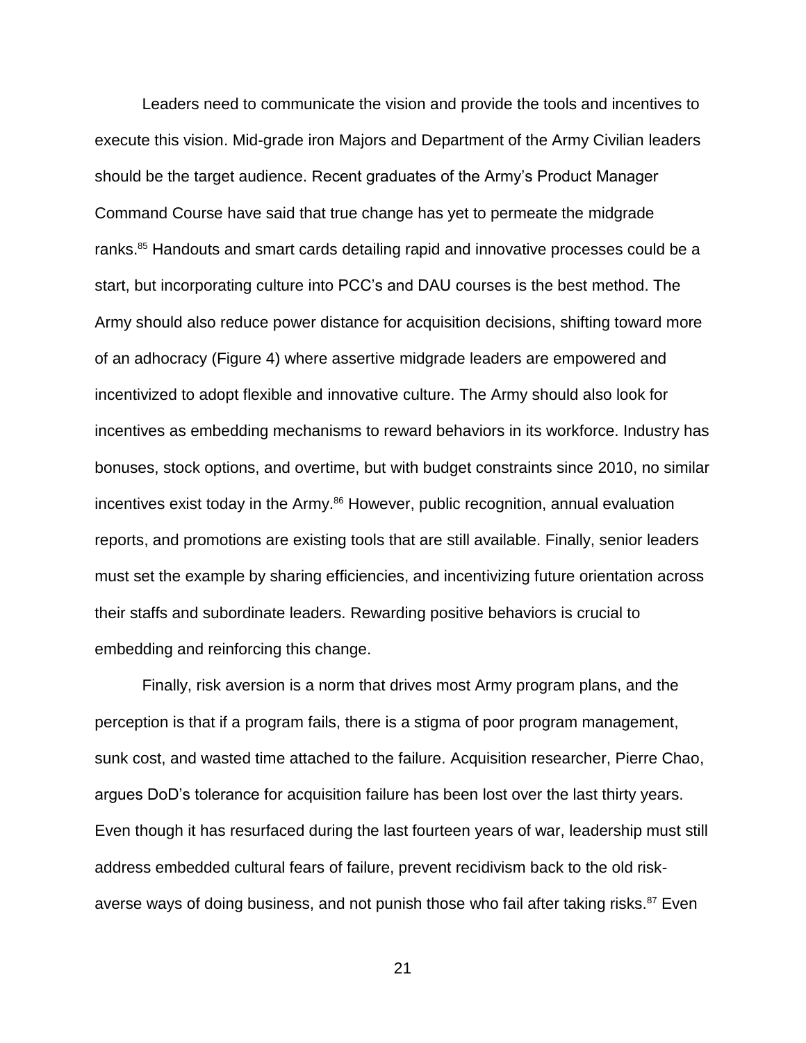Leaders need to communicate the vision and provide the tools and incentives to execute this vision. Mid-grade iron Majors and Department of the Army Civilian leaders should be the target audience. Recent graduates of the Army's Product Manager Command Course have said that true change has yet to permeate the midgrade ranks.[85] Handouts and smart cards detailing rapid and innovative processes could be a start, but incorporating culture into PCC's and DAU courses is the best method. The Army should also reduce power distance for acquisition decisions, shifting toward more of an adhocracy (Figure 4) where assertive midgrade leaders are empowered and incentivized to adopt flexible and innovative culture. The Army should also look for incentives as embedding mechanisms to reward behaviors in its workforce. Industry has bonuses, stock options, and overtime, but with budget constraints since 2010, no similar incentives exist today in the Army.[86] However, public recognition, annual evaluation reports, and promotions are existing tools that are still available. Finally, senior leaders must set the example by sharing efficiencies, and incentivizing future orientation across their staffs and subordinate leaders. Rewarding positive behaviors is crucial to embedding and reinforcing this change.

Finally, risk aversion is a norm that drives most Army program plans, and the perception is that if a program fails, there is a stigma of poor program management, sunk cost, and wasted time attached to the failure. Acquisition researcher, Pierre Chao, argues DoD's tolerance for acquisition failure has been lost over the last thirty years. Even though it has resurfaced during the last fourteen years of war, leadership must still address embedded cultural fears of failure, prevent recidivism back to the old risk-averse ways of doing business, and not punish those who fail after taking risks.[87] Even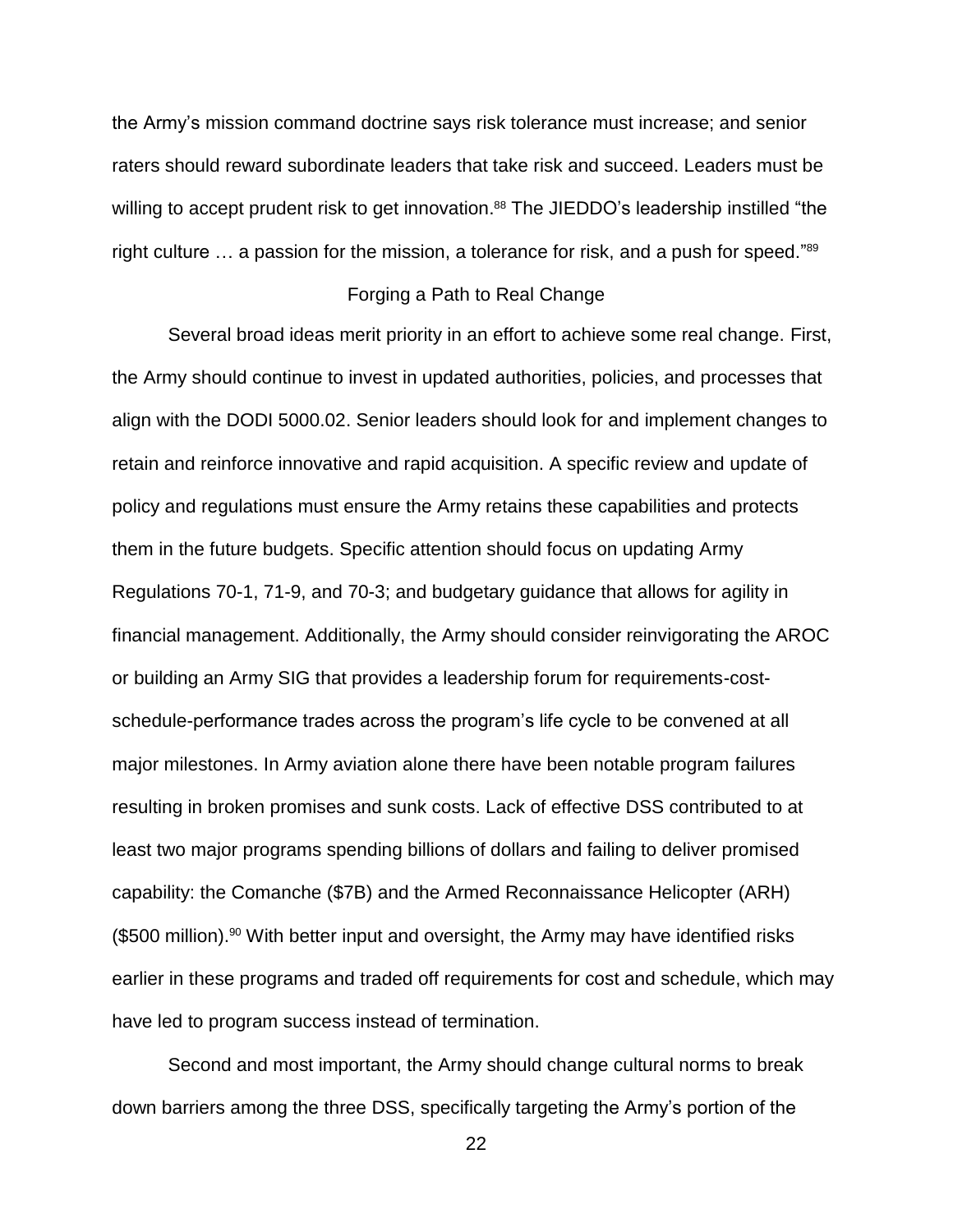the Army's mission command doctrine says risk tolerance must increase; and senior raters should reward subordinate leaders that take risk and succeed. Leaders must be willing to accept prudent risk to get innovation.[88] The JIEDDO's leadership instilled "the right culture … a passion for the mission, a tolerance for risk, and a push for speed."[89]

## Forging a Path to Real Change

Several broad ideas merit priority in an effort to achieve some real change. First, the Army should continue to invest in updated authorities, policies, and processes that align with the DODI 5000.02. Senior leaders should look for and implement changes to retain and reinforce innovative and rapid acquisition. A specific review and update of policy and regulations must ensure the Army retains these capabilities and protects them in the future budgets. Specific attention should focus on updating Army Regulations 70-1, 71-9, and 70-3; and budgetary guidance that allows for agility in financial management. Additionally, the Army should consider reinvigorating the AROC or building an Army SIG that provides a leadership forum for requirements-cost-schedule-performance trades across the program's life cycle to be convened at all major milestones. In Army aviation alone there have been notable program failures resulting in broken promises and sunk costs. Lack of effective DSS contributed to at least two major programs spending billions of dollars and failing to deliver promised capability: the Comanche ($7B) and the Armed Reconnaissance Helicopter (ARH) ($500 million).[90] With better input and oversight, the Army may have identified risks earlier in these programs and traded off requirements for cost and schedule, which may have led to program success instead of termination.

Second and most important, the Army should change cultural norms to break down barriers among the three DSS, specifically targeting the Army's portion of the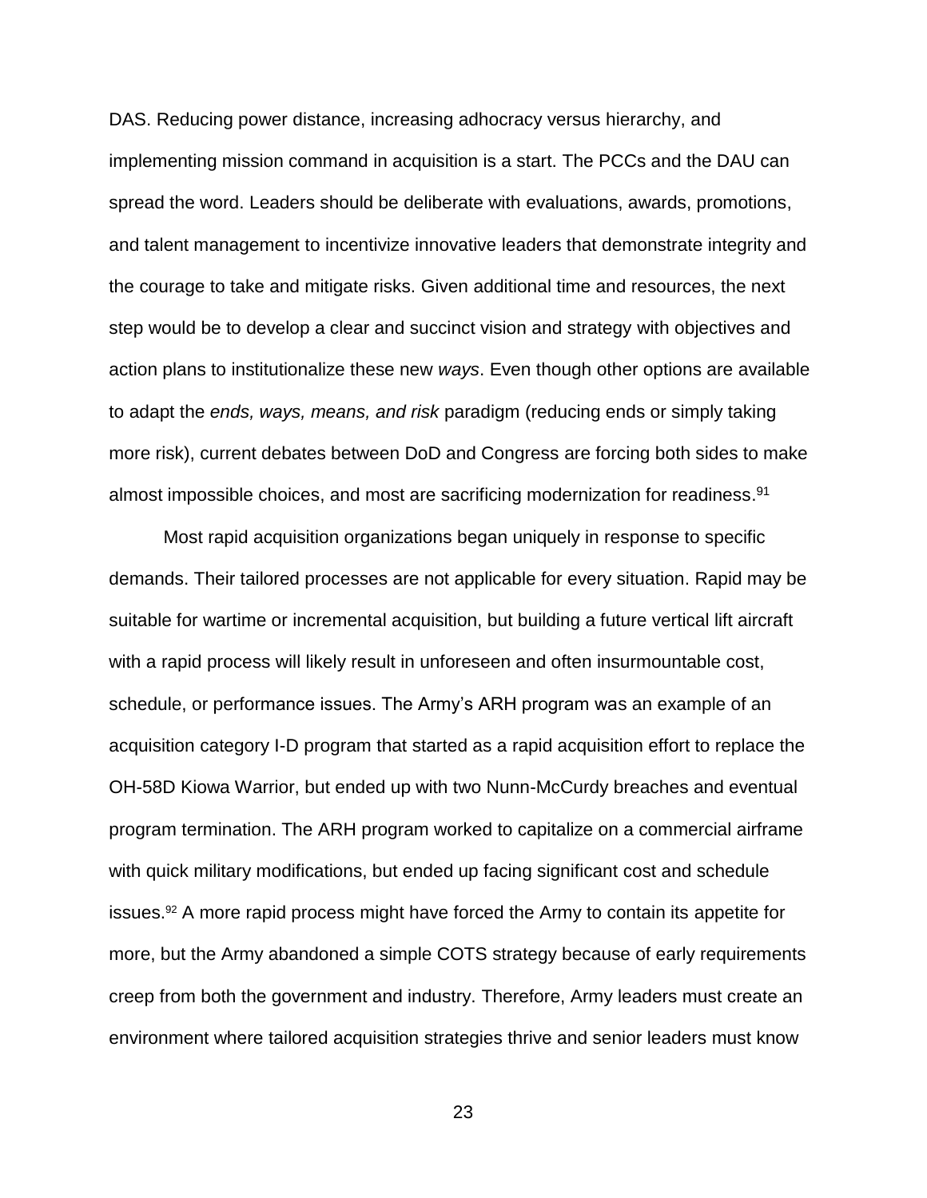DAS. Reducing power distance, increasing adhocracy versus hierarchy, and implementing mission command in acquisition is a start. The PCCs and the DAU can spread the word. Leaders should be deliberate with evaluations, awards, promotions, and talent management to incentivize innovative leaders that demonstrate integrity and the courage to take and mitigate risks. Given additional time and resources, the next step would be to develop a clear and succinct vision and strategy with objectives and action plans to institutionalize these new *ways*. Even though other options are available to adapt the *ends, ways, means, and risk* paradigm (reducing ends or simply taking more risk), current debates between DoD and Congress are forcing both sides to make almost impossible choices, and most are sacrificing modernization for readiness.[91]

Most rapid acquisition organizations began uniquely in response to specific demands. Their tailored processes are not applicable for every situation. Rapid may be suitable for wartime or incremental acquisition, but building a future vertical lift aircraft with a rapid process will likely result in unforeseen and often insurmountable cost, schedule, or performance issues. The Army's ARH program was an example of an acquisition category I-D program that started as a rapid acquisition effort to replace the OH-58D Kiowa Warrior, but ended up with two Nunn-McCurdy breaches and eventual program termination. The ARH program worked to capitalize on a commercial airframe with quick military modifications, but ended up facing significant cost and schedule issues.[92] A more rapid process might have forced the Army to contain its appetite for more, but the Army abandoned a simple COTS strategy because of early requirements creep from both the government and industry. Therefore, Army leaders must create an environment where tailored acquisition strategies thrive and senior leaders must know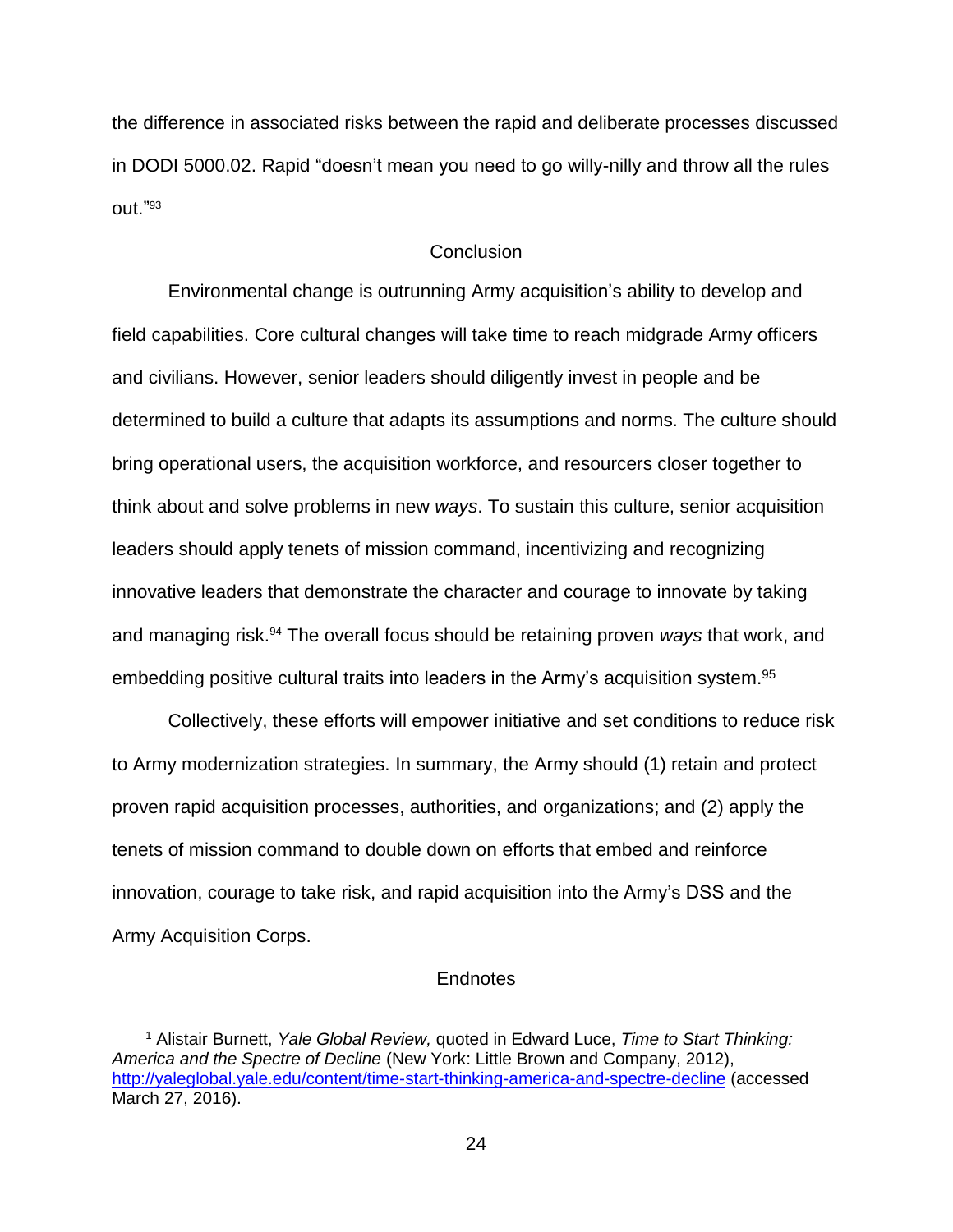the difference in associated risks between the rapid and deliberate processes discussed in DODI 5000.02. Rapid "doesn't mean you need to go willy-nilly and throw all the rules out."[93]

## Conclusion

Environmental change is outrunning Army acquisition's ability to develop and field capabilities. Core cultural changes will take time to reach midgrade Army officers and civilians. However, senior leaders should diligently invest in people and be determined to build a culture that adapts its assumptions and norms. The culture should bring operational users, the acquisition workforce, and resourcers closer together to think about and solve problems in new *ways*. To sustain this culture, senior acquisition leaders should apply tenets of mission command, incentivizing and recognizing innovative leaders that demonstrate the character and courage to innovate by taking and managing risk.[94] The overall focus should be retaining proven *ways* that work, and embedding positive cultural traits into leaders in the Army's acquisition system.[95]

Collectively, these efforts will empower initiative and set conditions to reduce risk to Army modernization strategies. In summary, the Army should (1) retain and protect proven rapid acquisition processes, authorities, and organizations; and (2) apply the tenets of mission command to double down on efforts that embed and reinforce innovation, courage to take risk, and rapid acquisition into the Army's DSS and the Army Acquisition Corps.

## Endnotes

[1] Alistair Burnett, *Yale Global Review,* quoted in Edward Luce, *Time to Start Thinking: America and the Spectre of Decline* (New York: Little Brown and Company, 2012), http://yaleglobal.yale.edu/content/time-start-thinking-america-and-spectre-decline (accessed March 27, 2016).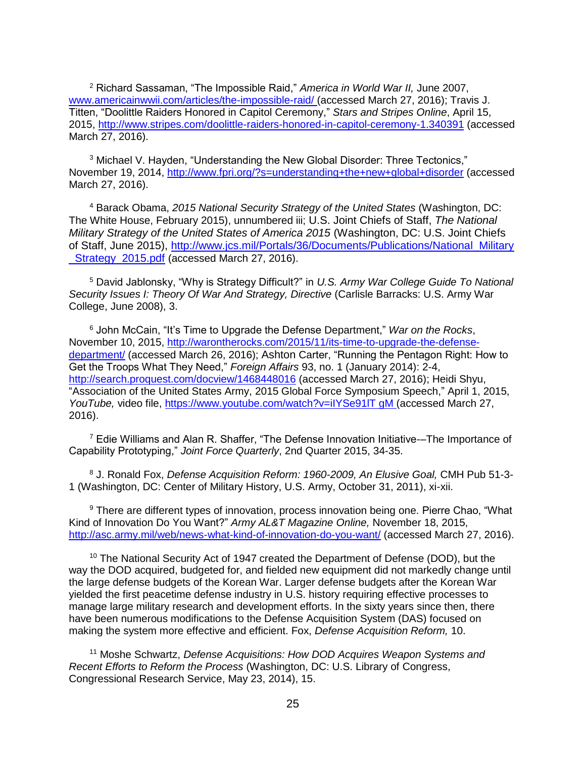[2] Richard Sassaman, "The Impossible Raid," *America in World War II,* June 2007, www.americainwwii.com/articles/the-impossible-raid/ (accessed March 27, 2016); Travis J. Titten, "Doolittle Raiders Honored in Capitol Ceremony," *Stars and Stripes Online*, April 15, 2015, http://www.stripes.com/doolittle-raiders-honored-in-capitol-ceremony-1.340391 (accessed March 27, 2016).

[3] Michael V. Hayden, "Understanding the New Global Disorder: Three Tectonics," November 19, 2014, http://www.fpri.org/?s=understanding+the+new+global+disorder (accessed March 27, 2016).

[4] Barack Obama, *2015 National Security Strategy of the United States* (Washington, DC: The White House, February 2015), unnumbered iii; U.S. Joint Chiefs of Staff, *The National Military Strategy of the United States of America 2015* (Washington, DC: U.S. Joint Chiefs of Staff, June 2015), http://www.jcs.mil/Portals/36/Documents/Publications/National_Military_Strategy_2015.pdf (accessed March 27, 2016).

[5] David Jablonsky, "Why is Strategy Difficult?" in *U.S. Army War College Guide To National Security Issues I: Theory Of War And Strategy, Directive* (Carlisle Barracks: U.S. Army War College, June 2008), 3.

[6] John McCain, "It's Time to Upgrade the Defense Department," *War on the Rocks*, November 10, 2015, http://warontherocks.com/2015/11/its-time-to-upgrade-the-defense-department/ (accessed March 26, 2016); Ashton Carter, "Running the Pentagon Right: How to Get the Troops What They Need," *Foreign Affairs* 93, no. 1 (January 2014): 2-4, http://search.proquest.com/docview/1468448016 (accessed March 27, 2016); Heidi Shyu, "Association of the United States Army, 2015 Global Force Symposium Speech," April 1, 2015, *YouTube,* video file, https://www.youtube.com/watch?v=iIYSe91lT gM (accessed March 27, 2016).

[7] Edie Williams and Alan R. Shaffer, "The Defense Innovation Initiative-–The Importance of Capability Prototyping," *Joint Force Quarterly*, 2nd Quarter 2015, 34-35.

[8] J. Ronald Fox, *Defense Acquisition Reform: 1960-2009, An Elusive Goal,* CMH Pub 51-3-1 (Washington, DC: Center of Military History, U.S. Army, October 31, 2011), xi-xii.

[9] There are different types of innovation, process innovation being one. Pierre Chao, "What Kind of Innovation Do You Want?" *Army AL&T Magazine Online,* November 18, 2015, http://asc.army.mil/web/news-what-kind-of-innovation-do-you-want/ (accessed March 27, 2016).

[10] The National Security Act of 1947 created the Department of Defense (DOD), but the way the DOD acquired, budgeted for, and fielded new equipment did not markedly change until the large defense budgets of the Korean War. Larger defense budgets after the Korean War yielded the first peacetime defense industry in U.S. history requiring effective processes to manage large military research and development efforts. In the sixty years since then, there have been numerous modifications to the Defense Acquisition System (DAS) focused on making the system more effective and efficient. Fox, *Defense Acquisition Reform,* 10.

[11] Moshe Schwartz, *Defense Acquisitions: How DOD Acquires Weapon Systems and Recent Efforts to Reform the Process* (Washington, DC: U.S. Library of Congress, Congressional Research Service, May 23, 2014), 15.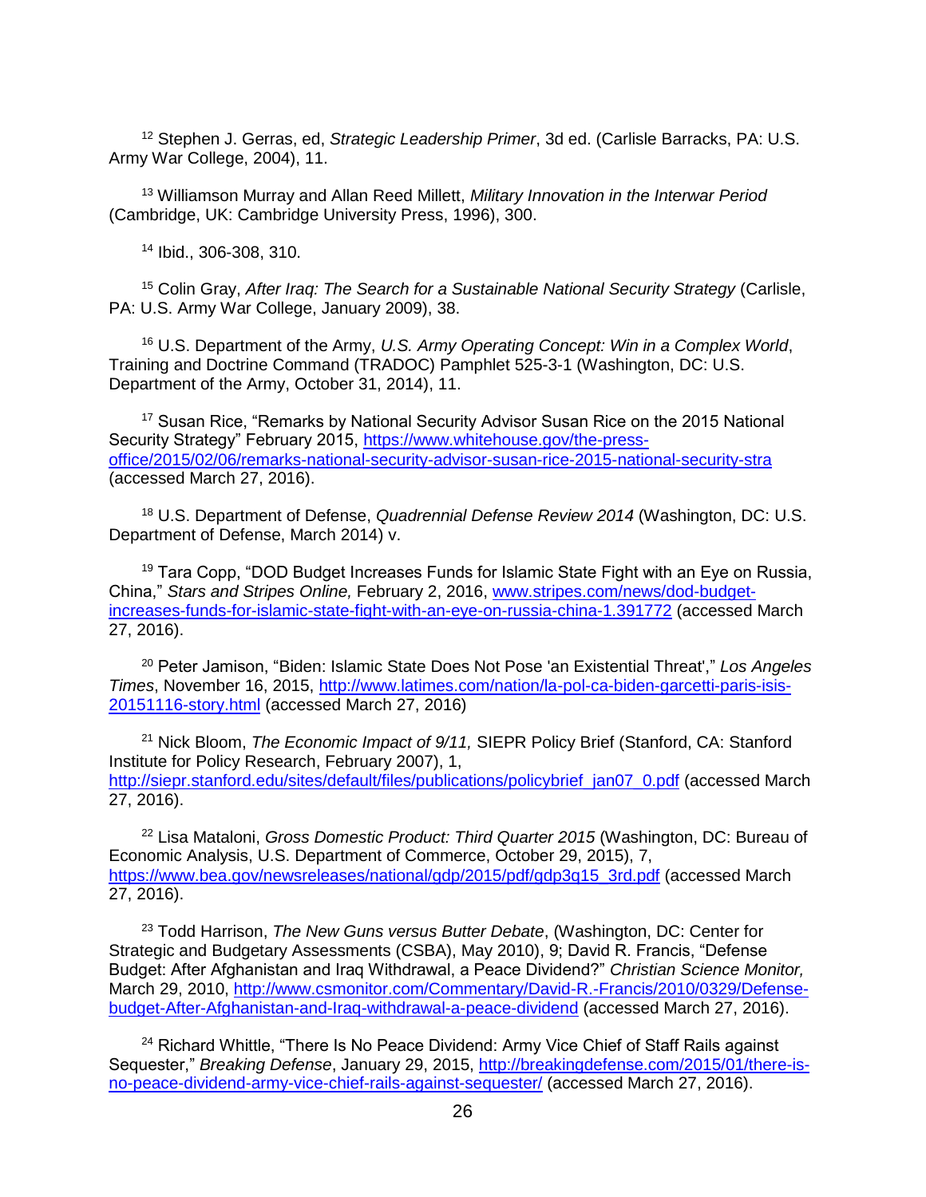[12] Stephen J. Gerras, ed, *Strategic Leadership Primer*, 3d ed. (Carlisle Barracks, PA: U.S. Army War College, 2004), 11.

[13] Williamson Murray and Allan Reed Millett, *Military Innovation in the Interwar Period* (Cambridge, UK: Cambridge University Press, 1996), 300.

[14] Ibid., 306-308, 310.

[15] Colin Gray, *After Iraq: The Search for a Sustainable National Security Strategy* (Carlisle, PA: U.S. Army War College, January 2009), 38.

[16] U.S. Department of the Army, *U.S. Army Operating Concept: Win in a Complex World*, Training and Doctrine Command (TRADOC) Pamphlet 525-3-1 (Washington, DC: U.S. Department of the Army, October 31, 2014), 11.

[17] Susan Rice, "Remarks by National Security Advisor Susan Rice on the 2015 National Security Strategy" February 2015, https://www.whitehouse.gov/the-press-office/2015/02/06/remarks-national-security-advisor-susan-rice-2015-national-security-stra (accessed March 27, 2016).

[18] U.S. Department of Defense, *Quadrennial Defense Review 2014* (Washington, DC: U.S. Department of Defense, March 2014) v.

[19] Tara Copp, "DOD Budget Increases Funds for Islamic State Fight with an Eye on Russia, China," *Stars and Stripes Online,* February 2, 2016, www.stripes.com/news/dod-budget-increases-funds-for-islamic-state-fight-with-an-eye-on-russia-china-1.391772 (accessed March 27, 2016).

[20] Peter Jamison, "Biden: Islamic State Does Not Pose 'an Existential Threat'," *Los Angeles Times*, November 16, 2015, http://www.latimes.com/nation/la-pol-ca-biden-garcetti-paris-isis-20151116-story.html (accessed March 27, 2016)

[21] Nick Bloom, *The Economic Impact of 9/11,* SIEPR Policy Brief (Stanford, CA: Stanford Institute for Policy Research, February 2007), 1, http://siepr.stanford.edu/sites/default/files/publications/policybrief_jan07_0.pdf (accessed March 27, 2016).

[22] Lisa Mataloni, *Gross Domestic Product: Third Quarter 2015* (Washington, DC: Bureau of Economic Analysis, U.S. Department of Commerce, October 29, 2015), 7, https://www.bea.gov/newsreleases/national/gdp/2015/pdf/gdp3q15_3rd.pdf (accessed March 27, 2016).

[23] Todd Harrison, *The New Guns versus Butter Debate*, (Washington, DC: Center for Strategic and Budgetary Assessments (CSBA), May 2010), 9; David R. Francis, "Defense Budget: After Afghanistan and Iraq Withdrawal, a Peace Dividend?" *Christian Science Monitor,* March 29, 2010, http://www.csmonitor.com/Commentary/David-R.-Francis/2010/0329/Defense-budget-After-Afghanistan-and-Iraq-withdrawal-a-peace-dividend (accessed March 27, 2016).

[24] Richard Whittle, "There Is No Peace Dividend: Army Vice Chief of Staff Rails against Sequester," *Breaking Defense*, January 29, 2015, http://breakingdefense.com/2015/01/there-is-no-peace-dividend-army-vice-chief-rails-against-sequester/ (accessed March 27, 2016).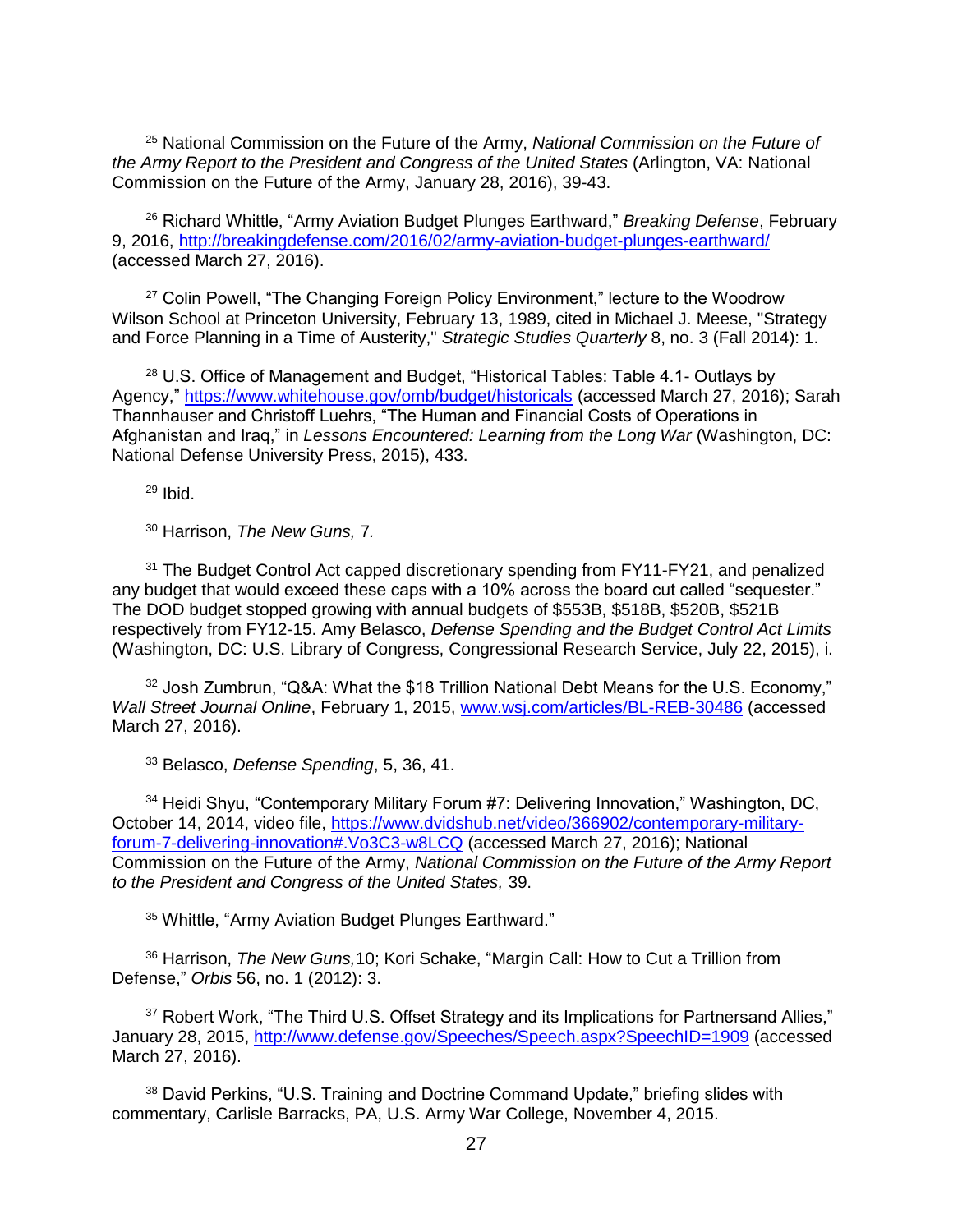[25] National Commission on the Future of the Army, *National Commission on the Future of the Army Report to the President and Congress of the United States* (Arlington, VA: National Commission on the Future of the Army, January 28, 2016), 39-43.

[26] Richard Whittle, "Army Aviation Budget Plunges Earthward," *Breaking Defense*, February 9, 2016, http://breakingdefense.com/2016/02/army-aviation-budget-plunges-earthward/ (accessed March 27, 2016).

[27] Colin Powell, "The Changing Foreign Policy Environment," lecture to the Woodrow Wilson School at Princeton University, February 13, 1989, cited in Michael J. Meese, "Strategy and Force Planning in a Time of Austerity," *Strategic Studies Quarterly* 8, no. 3 (Fall 2014): 1.

[28] U.S. Office of Management and Budget, "Historical Tables: Table 4.1- Outlays by Agency," https://www.whitehouse.gov/omb/budget/historicals (accessed March 27, 2016); Sarah Thannhauser and Christoff Luehrs, "The Human and Financial Costs of Operations in Afghanistan and Iraq," in *Lessons Encountered: Learning from the Long War* (Washington, DC: National Defense University Press, 2015), 433.

[29] Ibid.

[30] Harrison, *The New Guns,* 7.

[31] The Budget Control Act capped discretionary spending from FY11-FY21, and penalized any budget that would exceed these caps with a 10% across the board cut called "sequester." The DOD budget stopped growing with annual budgets of $553B, $518B, $520B, $521B respectively from FY12-15. Amy Belasco, *Defense Spending and the Budget Control Act Limits* (Washington, DC: U.S. Library of Congress, Congressional Research Service, July 22, 2015), i.

[32] Josh Zumbrun, "Q&A: What the $18 Trillion National Debt Means for the U.S. Economy," *Wall Street Journal Online*, February 1, 2015, www.wsj.com/articles/BL-REB-30486 (accessed March 27, 2016).

[33] Belasco, *Defense Spending*, 5, 36, 41.

[34] Heidi Shyu, "Contemporary Military Forum #7: Delivering Innovation," Washington, DC, October 14, 2014, video file, https://www.dvidshub.net/video/366902/contemporary-military-forum-7-delivering-innovation#.Vo3C3-w8LCQ (accessed March 27, 2016); National Commission on the Future of the Army, *National Commission on the Future of the Army Report to the President and Congress of the United States,* 39.

[35] Whittle, "Army Aviation Budget Plunges Earthward."

[36] Harrison, *The New Guns,*10; Kori Schake, "Margin Call: How to Cut a Trillion from Defense," *Orbis* 56, no. 1 (2012): 3.

[37] Robert Work, "The Third U.S. Offset Strategy and its Implications for Partnersand Allies," January 28, 2015, http://www.defense.gov/Speeches/Speech.aspx?SpeechID=1909 (accessed March 27, 2016).

[38] David Perkins, "U.S. Training and Doctrine Command Update," briefing slides with commentary, Carlisle Barracks, PA, U.S. Army War College, November 4, 2015.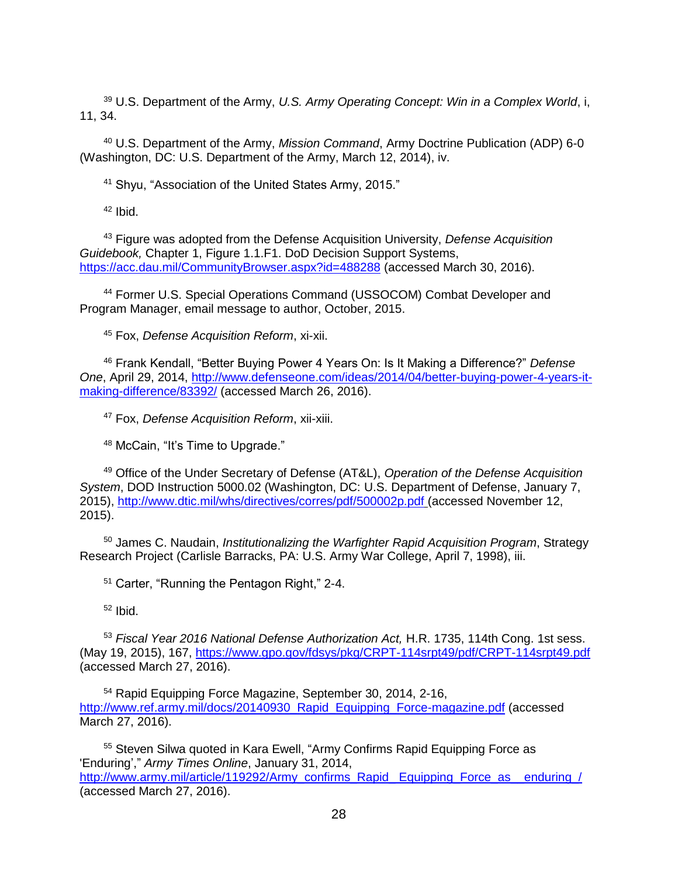[39] U.S. Department of the Army, *U.S. Army Operating Concept: Win in a Complex World*, i, 11, 34.

[40] U.S. Department of the Army, *Mission Command*, Army Doctrine Publication (ADP) 6-0 (Washington, DC: U.S. Department of the Army, March 12, 2014), iv.

[41] Shyu, "Association of the United States Army, 2015."

[42] Ibid.

[43] Figure was adopted from the Defense Acquisition University, *Defense Acquisition Guidebook,* Chapter 1, Figure 1.1.F1. DoD Decision Support Systems, https://acc.dau.mil/CommunityBrowser.aspx?id=488288 (accessed March 30, 2016).

[44] Former U.S. Special Operations Command (USSOCOM) Combat Developer and Program Manager, email message to author, October, 2015.

[45] Fox, *Defense Acquisition Reform*, xi-xii.

[46] Frank Kendall, "Better Buying Power 4 Years On: Is It Making a Difference?" *Defense One*, April 29, 2014, http://www.defenseone.com/ideas/2014/04/better-buying-power-4-years-it-making-difference/83392/ (accessed March 26, 2016).

[47] Fox, *Defense Acquisition Reform*, xii-xiii.

[48] McCain, "It's Time to Upgrade."

[49] Office of the Under Secretary of Defense (AT&L), *Operation of the Defense Acquisition System*, DOD Instruction 5000.02 (Washington, DC: U.S. Department of Defense, January 7, 2015), http://www.dtic.mil/whs/directives/corres/pdf/500002p.pdf (accessed November 12, 2015).

[50] James C. Naudain, *Institutionalizing the Warfighter Rapid Acquisition Program*, Strategy Research Project (Carlisle Barracks, PA: U.S. Army War College, April 7, 1998), iii.

[51] Carter, "Running the Pentagon Right," 2-4.

[52] Ibid.

[53] *Fiscal Year 2016 National Defense Authorization Act,* H.R. 1735, 114th Cong. 1st sess. (May 19, 2015), 167, https://www.gpo.gov/fdsys/pkg/CRPT-114srpt49/pdf/CRPT-114srpt49.pdf (accessed March 27, 2016).

[54] Rapid Equipping Force Magazine, September 30, 2014, 2-16, http://www.ref.army.mil/docs/20140930_Rapid_Equipping_Force-magazine.pdf (accessed March 27, 2016).

[55] Steven Silwa quoted in Kara Ewell, "Army Confirms Rapid Equipping Force as 'Enduring'," *Army Times Online*, January 31, 2014, http://www.army.mil/article/119292/Army_confirms_Rapid__Equipping_Force_as__enduring_/ (accessed March 27, 2016).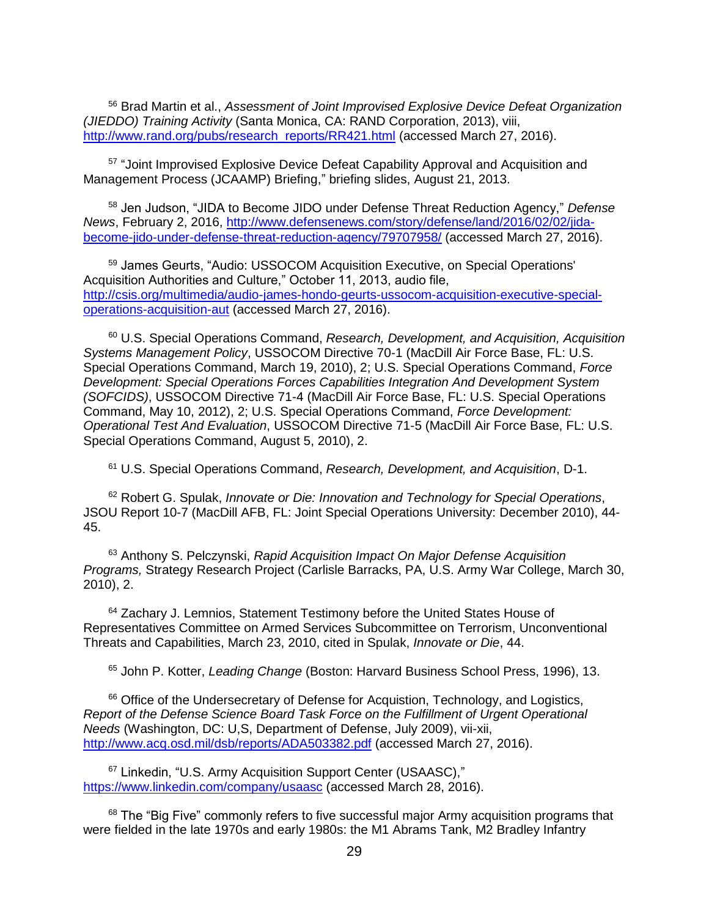[56] Brad Martin et al., *Assessment of Joint Improvised Explosive Device Defeat Organization (JIEDDO) Training Activity* (Santa Monica, CA: RAND Corporation, 2013), viii, http://www.rand.org/pubs/research_reports/RR421.html (accessed March 27, 2016).

[57] "Joint Improvised Explosive Device Defeat Capability Approval and Acquisition and Management Process (JCAAMP) Briefing," briefing slides, August 21, 2013.

[58] Jen Judson, "JIDA to Become JIDO under Defense Threat Reduction Agency," *Defense News*, February 2, 2016, http://www.defensenews.com/story/defense/land/2016/02/02/jida-become-jido-under-defense-threat-reduction-agency/79707958/ (accessed March 27, 2016).

[59] James Geurts, "Audio: USSOCOM Acquisition Executive, on Special Operations' Acquisition Authorities and Culture," October 11, 2013, audio file, http://csis.org/multimedia/audio-james-hondo-geurts-ussocom-acquisition-executive-special-operations-acquisition-aut (accessed March 27, 2016).

[60] U.S. Special Operations Command, *Research, Development, and Acquisition, Acquisition Systems Management Policy*, USSOCOM Directive 70-1 (MacDill Air Force Base, FL: U.S. Special Operations Command, March 19, 2010), 2; U.S. Special Operations Command, *Force Development: Special Operations Forces Capabilities Integration And Development System (SOFCIDS)*, USSOCOM Directive 71-4 (MacDill Air Force Base, FL: U.S. Special Operations Command, May 10, 2012), 2; U.S. Special Operations Command, *Force Development: Operational Test And Evaluation*, USSOCOM Directive 71-5 (MacDill Air Force Base, FL: U.S. Special Operations Command, August 5, 2010), 2.

[61] U.S. Special Operations Command, *Research, Development, and Acquisition*, D-1.

[62] Robert G. Spulak, *Innovate or Die: Innovation and Technology for Special Operations*, JSOU Report 10-7 (MacDill AFB, FL: Joint Special Operations University: December 2010), 44-45.

[63] Anthony S. Pelczynski, *Rapid Acquisition Impact On Major Defense Acquisition Programs,* Strategy Research Project (Carlisle Barracks, PA, U.S. Army War College, March 30, 2010), 2.

[64] Zachary J. Lemnios, Statement Testimony before the United States House of Representatives Committee on Armed Services Subcommittee on Terrorism, Unconventional Threats and Capabilities, March 23, 2010, cited in Spulak, *Innovate or Die*, 44.

[65] John P. Kotter, *Leading Change* (Boston: Harvard Business School Press, 1996), 13.

[66] Office of the Undersecretary of Defense for Acquistion, Technology, and Logistics, *Report of the Defense Science Board Task Force on the Fulfillment of Urgent Operational Needs* (Washington, DC: U,S, Department of Defense, July 2009), vii-xii, http://www.acq.osd.mil/dsb/reports/ADA503382.pdf (accessed March 27, 2016).

[67] Linkedin, "U.S. Army Acquisition Support Center (USAASC)," https://www.linkedin.com/company/usaasc (accessed March 28, 2016).

[68] The "Big Five" commonly refers to five successful major Army acquisition programs that were fielded in the late 1970s and early 1980s: the M1 Abrams Tank, M2 Bradley Infantry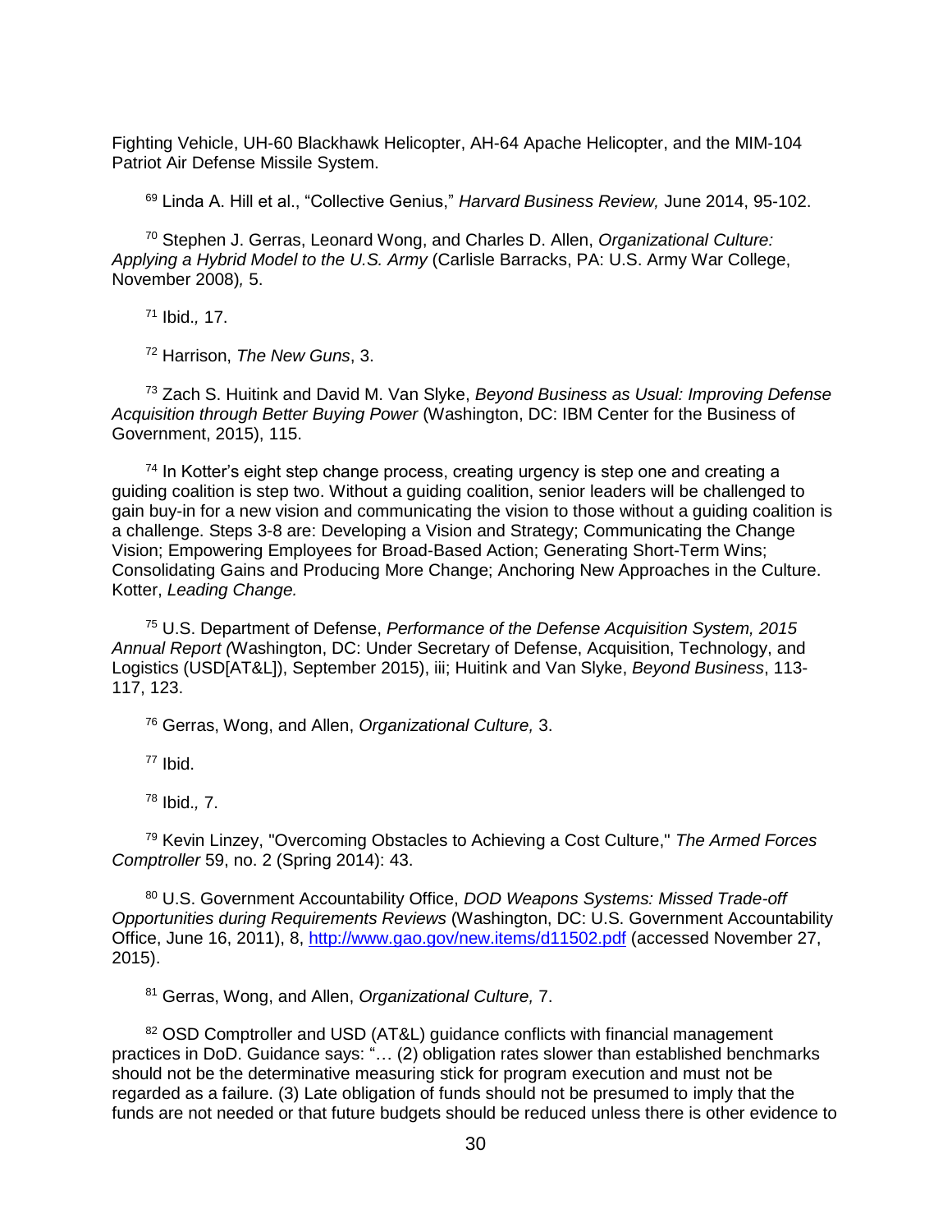Fighting Vehicle, UH-60 Blackhawk Helicopter, AH-64 Apache Helicopter, and the MIM-104 Patriot Air Defense Missile System.

[69] Linda A. Hill et al., "Collective Genius," *Harvard Business Review,* June 2014, 95-102.

[70] Stephen J. Gerras, Leonard Wong, and Charles D. Allen, *Organizational Culture: Applying a Hybrid Model to the U.S. Army* (Carlisle Barracks, PA: U.S. Army War College, November 2008)*,* 5.

[71] Ibid.*,* 17.

[72] Harrison, *The New Guns*, 3.

[73] Zach S. Huitink and David M. Van Slyke, *Beyond Business as Usual: Improving Defense Acquisition through Better Buying Power* (Washington, DC: IBM Center for the Business of Government, 2015), 115.

[74] In Kotter's eight step change process, creating urgency is step one and creating a guiding coalition is step two. Without a guiding coalition, senior leaders will be challenged to gain buy-in for a new vision and communicating the vision to those without a guiding coalition is a challenge. Steps 3-8 are: Developing a Vision and Strategy; Communicating the Change Vision; Empowering Employees for Broad-Based Action; Generating Short-Term Wins; Consolidating Gains and Producing More Change; Anchoring New Approaches in the Culture. Kotter, *Leading Change.*

[75] U.S. Department of Defense, *Performance of the Defense Acquisition System, 2015 Annual Report (*Washington, DC: Under Secretary of Defense, Acquisition, Technology, and Logistics (USD[AT&L]), September 2015), iii; Huitink and Van Slyke, *Beyond Business*, 113-117, 123.

[76] Gerras, Wong, and Allen, *Organizational Culture,* 3.

[77] Ibid.

[78] Ibid.*,* 7.

[79] Kevin Linzey, "Overcoming Obstacles to Achieving a Cost Culture," *The Armed Forces Comptroller* 59, no. 2 (Spring 2014): 43.

[80] U.S. Government Accountability Office, *DOD Weapons Systems: Missed Trade-off Opportunities during Requirements Reviews* (Washington, DC: U.S. Government Accountability Office, June 16, 2011), 8, http://www.gao.gov/new.items/d11502.pdf (accessed November 27, 2015).

[81] Gerras, Wong, and Allen, *Organizational Culture,* 7.

[82] OSD Comptroller and USD (AT&L) guidance conflicts with financial management practices in DoD. Guidance says: "… (2) obligation rates slower than established benchmarks should not be the determinative measuring stick for program execution and must not be regarded as a failure. (3) Late obligation of funds should not be presumed to imply that the funds are not needed or that future budgets should be reduced unless there is other evidence to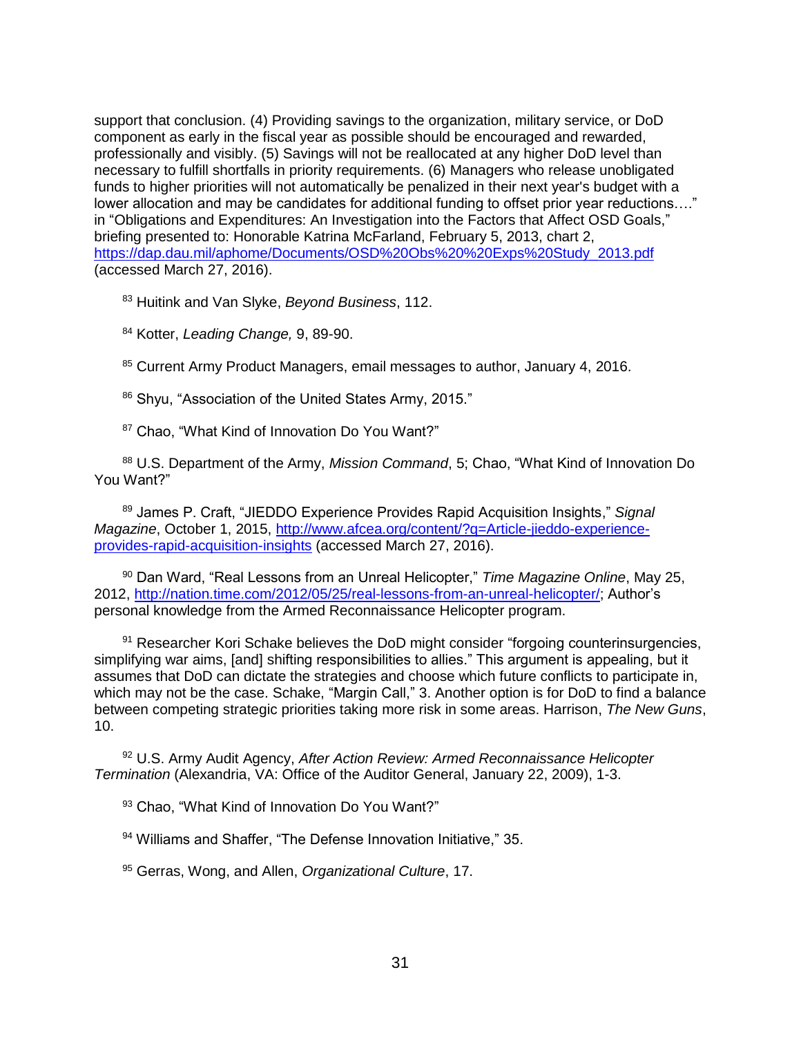support that conclusion. (4) Providing savings to the organization, military service, or DoD component as early in the fiscal year as possible should be encouraged and rewarded, professionally and visibly. (5) Savings will not be reallocated at any higher DoD level than necessary to fulfill shortfalls in priority requirements. (6) Managers who release unobligated funds to higher priorities will not automatically be penalized in their next year's budget with a lower allocation and may be candidates for additional funding to offset prior year reductions…." in "Obligations and Expenditures: An Investigation into the Factors that Affect OSD Goals," briefing presented to: Honorable Katrina McFarland, February 5, 2013, chart 2, https://dap.dau.mil/aphome/Documents/OSD%20Obs%20%20Exps%20Study_2013.pdf (accessed March 27, 2016).

[83] Huitink and Van Slyke, *Beyond Business*, 112.

[84] Kotter, *Leading Change,* 9, 89-90.

[85] Current Army Product Managers, email messages to author, January 4, 2016.

[86] Shyu, "Association of the United States Army, 2015."

[87] Chao, "What Kind of Innovation Do You Want?"

[88] U.S. Department of the Army, *Mission Command*, 5; Chao, "What Kind of Innovation Do You Want?"

[89] James P. Craft, "JIEDDO Experience Provides Rapid Acquisition Insights," *Signal Magazine*, October 1, 2015, http://www.afcea.org/content/?q=Article-jieddo-experience-provides-rapid-acquisition-insights (accessed March 27, 2016).

[90] Dan Ward, "Real Lessons from an Unreal Helicopter," *Time Magazine Online*, May 25, 2012, http://nation.time.com/2012/05/25/real-lessons-from-an-unreal-helicopter/; Author's personal knowledge from the Armed Reconnaissance Helicopter program.

[91] Researcher Kori Schake believes the DoD might consider "forgoing counterinsurgencies, simplifying war aims, [and] shifting responsibilities to allies." This argument is appealing, but it assumes that DoD can dictate the strategies and choose which future conflicts to participate in, which may not be the case. Schake, "Margin Call," 3. Another option is for DoD to find a balance between competing strategic priorities taking more risk in some areas. Harrison, *The New Guns*, 10.

[92] U.S. Army Audit Agency, *After Action Review: Armed Reconnaissance Helicopter Termination* (Alexandria, VA: Office of the Auditor General, January 22, 2009), 1-3.

[93] Chao, "What Kind of Innovation Do You Want?"

[94] Williams and Shaffer, "The Defense Innovation Initiative," 35.

[95] Gerras, Wong, and Allen, *Organizational Culture*, 17.